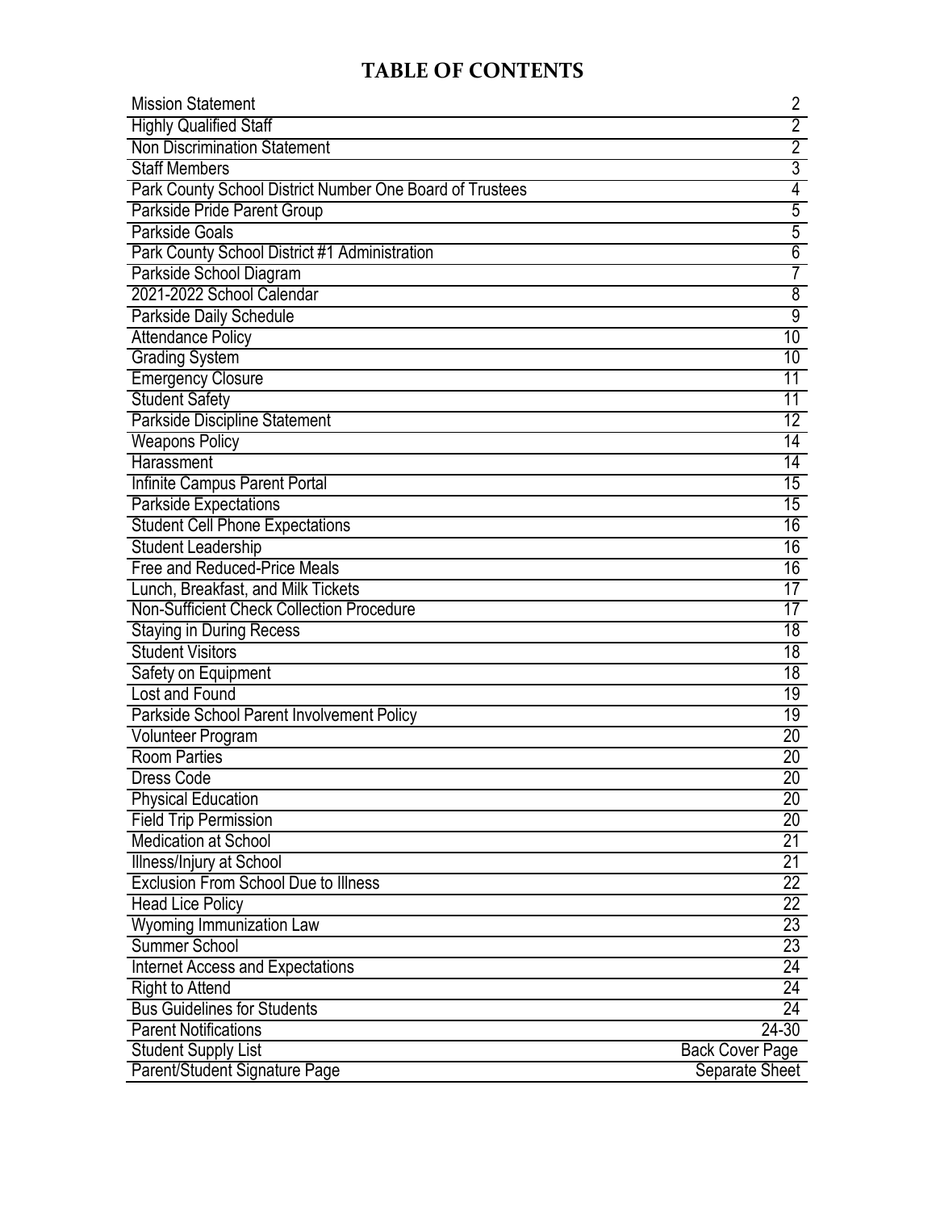# TABLE OF CONTENTS

| | |
|---|---|
| Mission Statement | 2 |
| Highly Qualified Staff | 2 |
| Non Discrimination Statement | 2 |
| Staff Members | 3 |
| Park County School District Number One Board of Trustees | 4 |
| Parkside Pride Parent Group | 5 |
| Parkside Goals | 5 |
| Park County School District #1 Administration | 6 |
| Parkside School Diagram | 7 |
| 2021-2022 School Calendar | 8 |
| Parkside Daily Schedule | 9 |
| Attendance Policy | 10 |
| Grading System | 10 |
| Emergency Closure | 11 |
| Student Safety | 11 |
| Parkside Discipline Statement | 12 |
| Weapons Policy | 14 |
| Harassment | 14 |
| Infinite Campus Parent Portal | 15 |
| Parkside Expectations | 15 |
| Student Cell Phone Expectations | 16 |
| Student Leadership | 16 |
| Free and Reduced-Price Meals | 16 |
| Lunch, Breakfast, and Milk Tickets | 17 |
| Non-Sufficient Check Collection Procedure | 17 |
| Staying in During Recess | 18 |
| Student Visitors | 18 |
| Safety on Equipment | 18 |
| Lost and Found | 19 |
| Parkside School Parent Involvement Policy | 19 |
| Volunteer Program | 20 |
| Room Parties | 20 |
| Dress Code | 20 |
| Physical Education | 20 |
| Field Trip Permission | 20 |
| Medication at School | 21 |
| Illness/Injury at School | 21 |
| Exclusion From School Due to Illness | 22 |
| Head Lice Policy | 22 |
| Wyoming Immunization Law | 23 |
| Summer School | 23 |
| Internet Access and Expectations | 24 |
| Right to Attend | 24 |
| Bus Guidelines for Students | 24 |
| Parent Notifications | 24-30 |
| Student Supply List | Back Cover Page |
| Parent/Student Signature Page | Separate Sheet |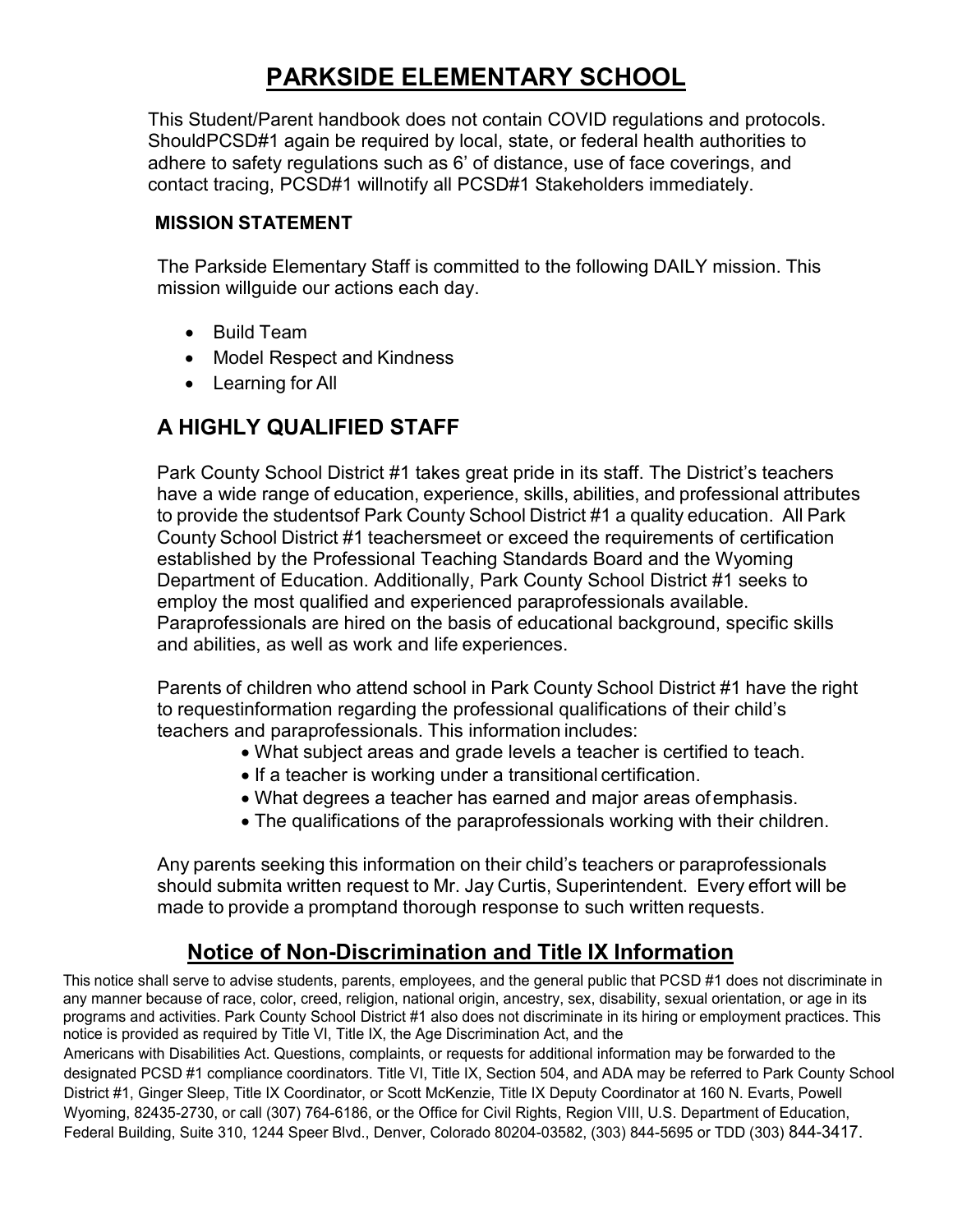# PARKSIDE ELEMENTARY SCHOOL

This Student/Parent handbook does not contain COVID regulations and protocols. ShouldPCSD#1 again be required by local, state, or federal health authorities to adhere to safety regulations such as 6' of distance, use of face coverings, and contact tracing, PCSD#1 willnotify all PCSD#1 Stakeholders immediately.

### MISSION STATEMENT

The Parkside Elementary Staff is committed to the following DAILY mission. This mission willguide our actions each day.

- Build Team
- Model Respect and Kindness
- Learning for All

## A HIGHLY QUALIFIED STAFF

Park County School District #1 takes great pride in its staff. The District's teachers have a wide range of education, experience, skills, abilities, and professional attributes to provide the studentsof Park County School District #1 a quality education. All Park County School District #1 teachersmeet or exceed the requirements of certification established by the Professional Teaching Standards Board and the Wyoming Department of Education. Additionally, Park County School District #1 seeks to employ the most qualified and experienced paraprofessionals available. Paraprofessionals are hired on the basis of educational background, specific skills and abilities, as well as work and life experiences.

Parents of children who attend school in Park County School District #1 have the right to requestinformation regarding the professional qualifications of their child's teachers and paraprofessionals. This information includes:

- What subject areas and grade levels a teacher is certified to teach.
- If a teacher is working under a transitional certification.
- What degrees a teacher has earned and major areas ofemphasis.
- The qualifications of the paraprofessionals working with their children.

Any parents seeking this information on their child's teachers or paraprofessionals should submita written request to Mr. Jay Curtis, Superintendent. Every effort will be made to provide a promptand thorough response to such written requests.

## Notice of Non-Discrimination and Title IX Information

This notice shall serve to advise students, parents, employees, and the general public that PCSD #1 does not discriminate in any manner because of race, color, creed, religion, national origin, ancestry, sex, disability, sexual orientation, or age in its programs and activities. Park County School District #1 also does not discriminate in its hiring or employment practices. This notice is provided as required by Title VI, Title IX, the Age Discrimination Act, and the Americans with Disabilities Act. Questions, complaints, or requests for additional information may be forwarded to the designated PCSD #1 compliance coordinators. Title VI, Title IX, Section 504, and ADA may be referred to Park County School District #1, Ginger Sleep, Title IX Coordinator, or Scott McKenzie, Title IX Deputy Coordinator at 160 N. Evarts, Powell Wyoming, 82435-2730, or call (307) 764-6186, or the Office for Civil Rights, Region VIII, U.S. Department of Education, Federal Building, Suite 310, 1244 Speer Blvd., Denver, Colorado 80204-03582, (303) 844-5695 or TDD (303) 844-3417.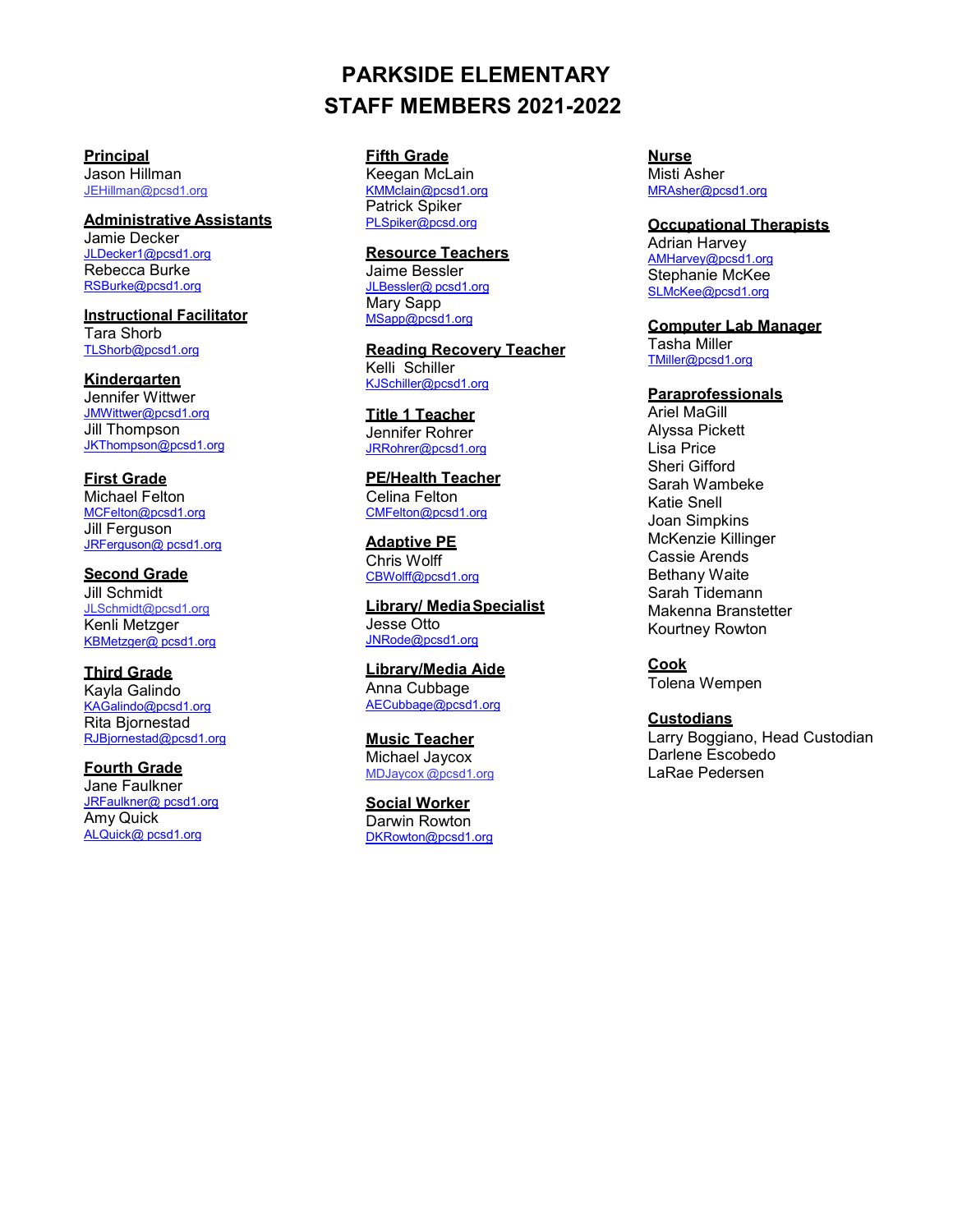# PARKSIDE ELEMENTARY
# STAFF MEMBERS 2021-2022

**Principal**
Jason Hillman
JEHillman@pcsd1.org

**Administrative Assistants**
Jamie Decker
JLDecker1@pcsd1.org
Rebecca Burke
RSBurke@pcsd1.org

**Instructional Facilitator**
Tara Shorb
TLShorb@pcsd1.org

**Kindergarten**
Jennifer Wittwer
JMWittwer@pcsd1.org
Jill Thompson
JKThompson@pcsd1.org

**First Grade**
Michael Felton
MCFelton@pcsd1.org
Jill Ferguson
JRFerguson@ pcsd1.org

**Second Grade**
Jill Schmidt
JLSchmidt@pcsd1.org
Kenli Metzger
KBMetzger@ pcsd1.org

**Third Grade**
Kayla Galindo
KAGalindo@pcsd1.org
Rita Bjornestad
RJBjornestad@pcsd1.org

**Fourth Grade**
Jane Faulkner
JRFaulkner@ pcsd1.org
Amy Quick
ALQuick@ pcsd1.org

**Fifth Grade**
Keegan McLain
KMMclain@pcsd1.org
Patrick Spiker
PLSpiker@pcsd.org

**Resource Teachers**
Jaime Bessler
JLBessler@ pcsd1.org
Mary Sapp
MSapp@pcsd1.org

**Reading Recovery Teacher**
Kelli Schiller
KJSchiller@pcsd1.org

**Title 1 Teacher**
Jennifer Rohrer
JRRohrer@pcsd1.org

**PE/Health Teacher**
Celina Felton
CMFelton@pcsd1.org

**Adaptive PE**
Chris Wolff
CBWolff@pcsd1.org

**Library/ Media Specialist**
Jesse Otto
JNRode@pcsd1.org

**Library/Media Aide**
Anna Cubbage
AECubbage@pcsd1.org

**Music Teacher**
Michael Jaycox
MDJaycox @pcsd1.org

**Social Worker**
Darwin Rowton
DKRowton@pcsd1.org

**Nurse**
Misti Asher
MRAsher@pcsd1.org

**Occupational Therapists**
Adrian Harvey
AMHarvey@pcsd1.org
Stephanie McKee
SLMcKee@pcsd1.org

**Computer Lab Manager**
Tasha Miller
TMiller@pcsd1.org

**Paraprofessionals**
Ariel MaGill
Alyssa Pickett
Lisa Price
Sheri Gifford
Sarah Wambeke
Katie Snell
Joan Simpkins
McKenzie Killinger
Cassie Arends
Bethany Waite
Sarah Tidemann
Makenna Branstetter
Kourtney Rowton

**Cook**
Tolena Wempen

**Custodians**
Larry Boggiano, Head Custodian
Darlene Escobedo
LaRae Pedersen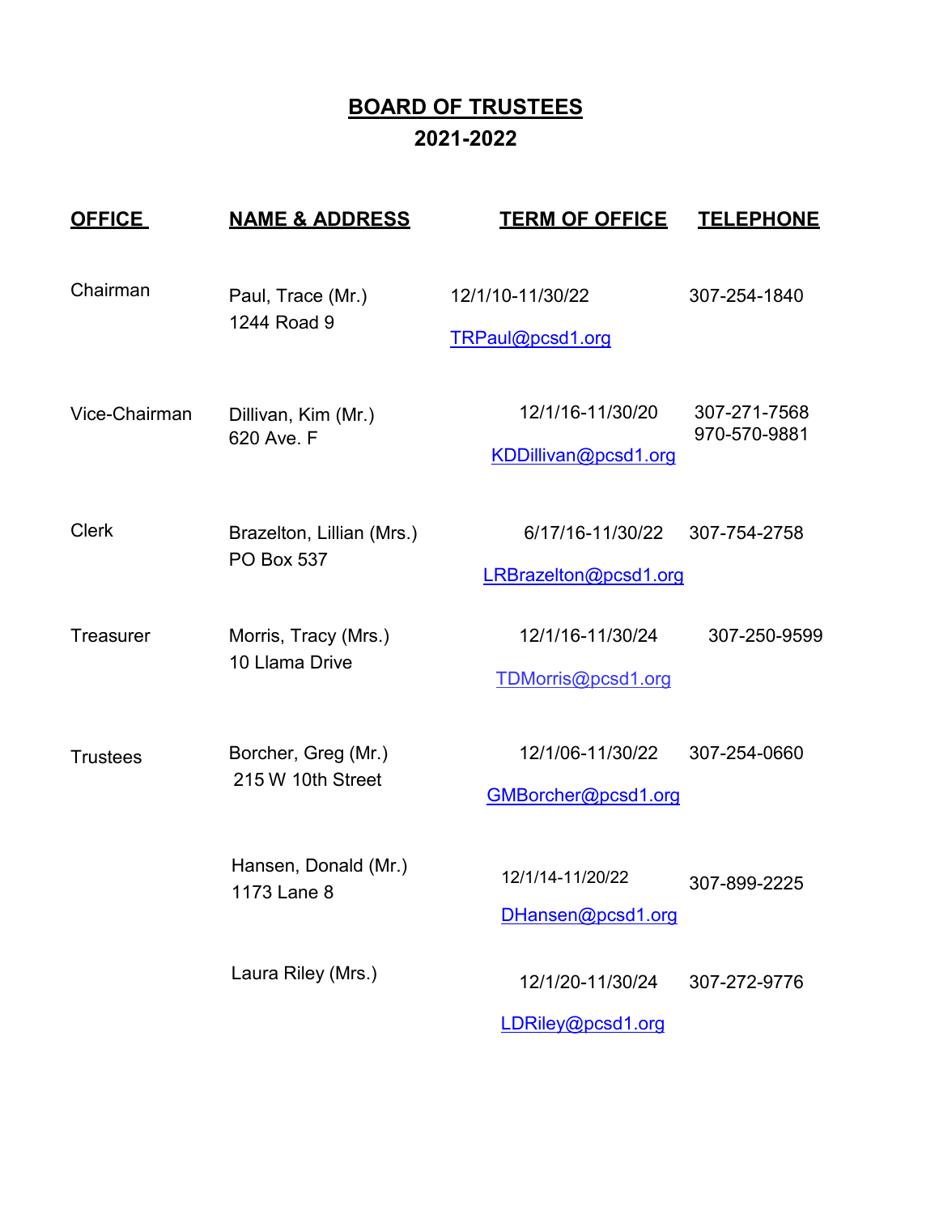# BOARD OF TRUSTEES
## 2021-2022

| OFFICE | NAME & ADDRESS | TERM OF OFFICE | TELEPHONE |
|---|---|---|---|
| Chairman | Paul, Trace (Mr.)<br>1244 Road 9 | 12/1/10-11/30/22<br>TRPaul@pcsd1.org | 307-254-1840 |
| Vice-Chairman | Dillivan, Kim (Mr.)<br>620 Ave. F | 12/1/16-11/30/20<br>KDDillivan@pcsd1.org | 307-271-7568<br>970-570-9881 |
| Clerk | Brazelton, Lillian (Mrs.)<br>PO Box 537 | 6/17/16-11/30/22<br>LRBrazelton@pcsd1.org | 307-754-2758 |
| Treasurer | Morris, Tracy (Mrs.)<br>10 Llama Drive | 12/1/16-11/30/24<br>TDMorris@pcsd1.org | 307-250-9599 |
| Trustees | Borcher, Greg (Mr.)<br>215 W 10th Street | 12/1/06-11/30/22<br>GMBorcher@pcsd1.org | 307-254-0660 |
| | Hansen, Donald (Mr.)<br>1173 Lane 8 | 12/1/14-11/20/22<br>DHansen@pcsd1.org | 307-899-2225 |
| | Laura Riley (Mrs.) | 12/1/20-11/30/24<br>LDRiley@pcsd1.org | 307-272-9776 |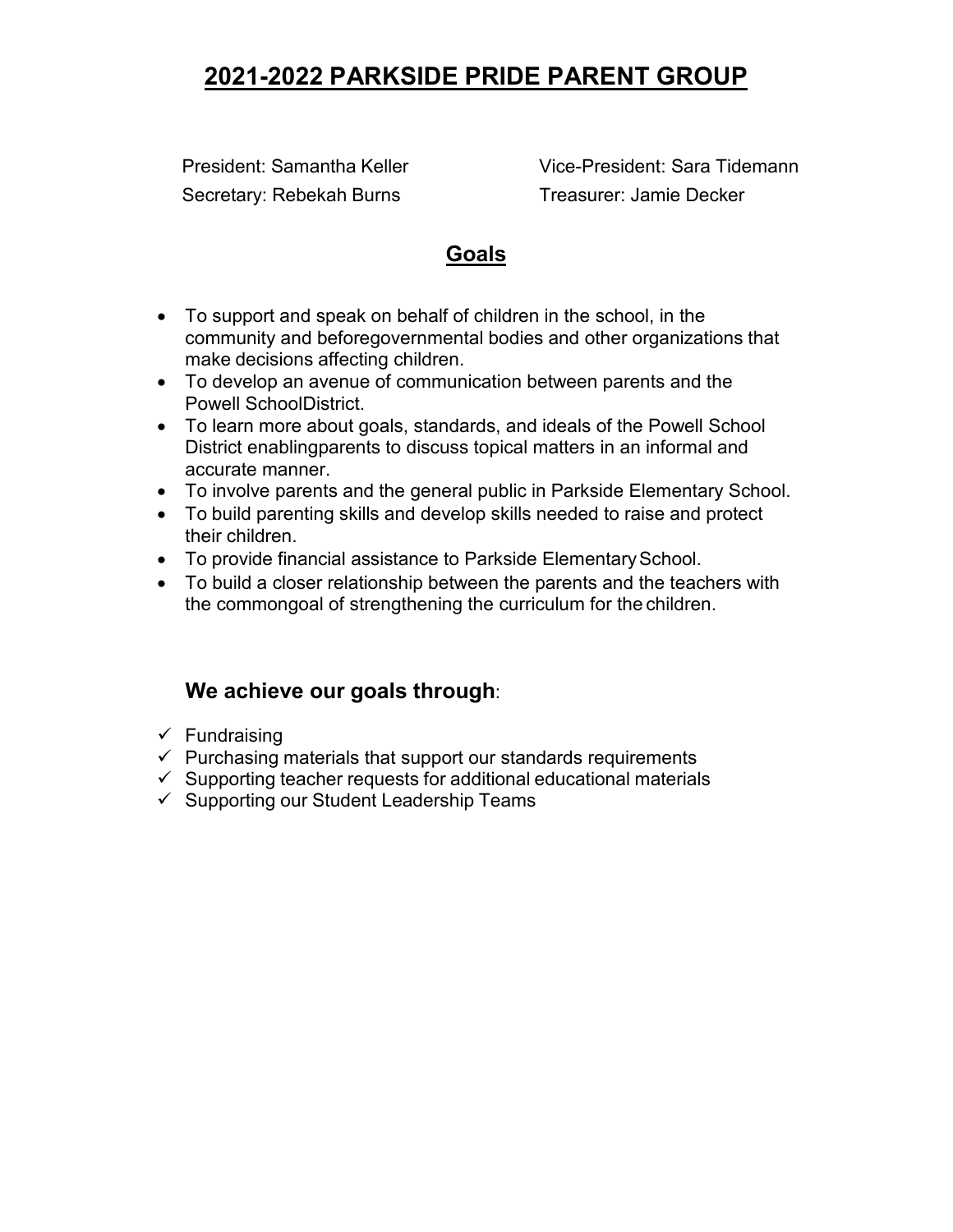# 2021-2022 PARKSIDE PRIDE PARENT GROUP

President: Samantha Keller

Vice-President: Sara Tidemann

Secretary: Rebekah Burns

Treasurer: Jamie Decker

## Goals

- To support and speak on behalf of children in the school, in the community and beforegovernmental bodies and other organizations that make decisions affecting children.
- To develop an avenue of communication between parents and the Powell SchoolDistrict.
- To learn more about goals, standards, and ideals of the Powell School District enablingparents to discuss topical matters in an informal and accurate manner.
- To involve parents and the general public in Parkside Elementary School.
- To build parenting skills and develop skills needed to raise and protect their children.
- To provide financial assistance to Parkside Elementary School.
- To build a closer relationship between the parents and the teachers with the commongoal of strengthening the curriculum for the children.

### **We achieve our goals through**:

- ✓ Fundraising
- ✓ Purchasing materials that support our standards requirements
- ✓ Supporting teacher requests for additional educational materials
- ✓ Supporting our Student Leadership Teams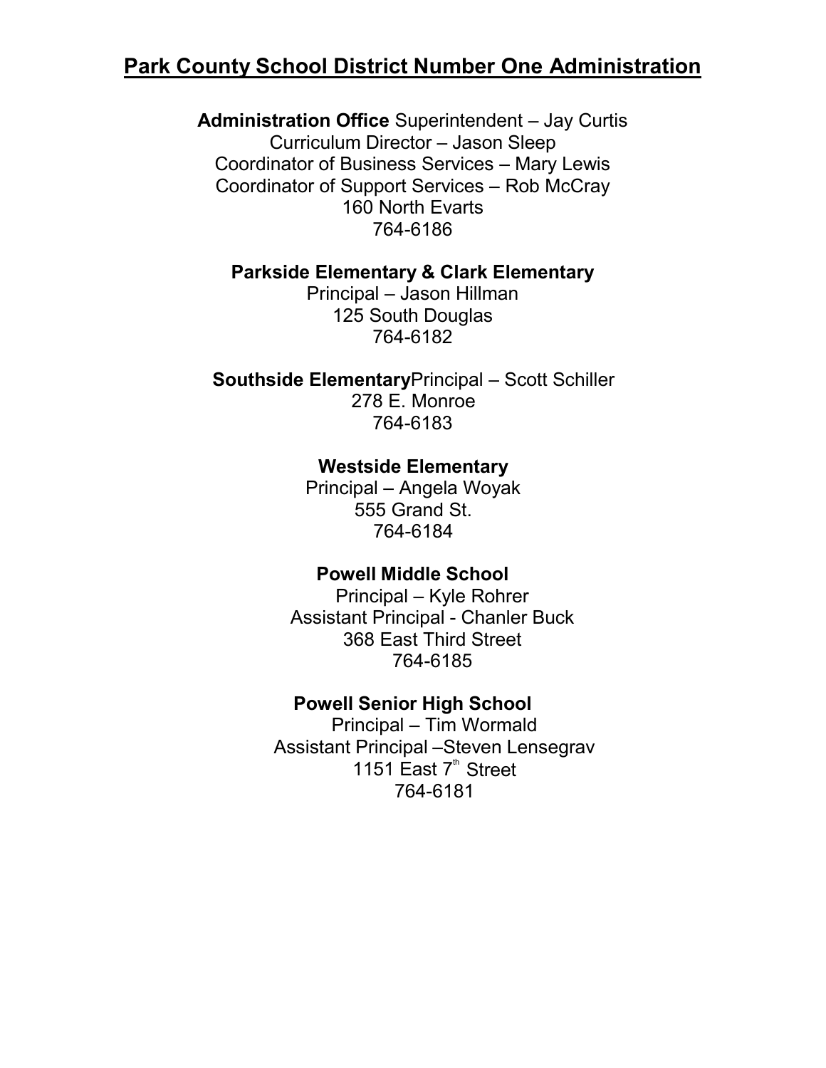# Park County School District Number One Administration

**Administration Office** Superintendent – Jay Curtis
Curriculum Director – Jason Sleep
Coordinator of Business Services – Mary Lewis
Coordinator of Support Services – Rob McCray
160 North Evarts
764-6186

**Parkside Elementary & Clark Elementary**
Principal – Jason Hillman
125 South Douglas
764-6182

**Southside Elementary**Principal – Scott Schiller
278 E. Monroe
764-6183

**Westside Elementary**
Principal – Angela Woyak
555 Grand St.
764-6184

**Powell Middle School**
Principal – Kyle Rohrer
Assistant Principal - Chanler Buck
368 East Third Street
764-6185

**Powell Senior High School**
Principal – Tim Wormald
Assistant Principal –Steven Lensegrav
1151 East 7th Street
764-6181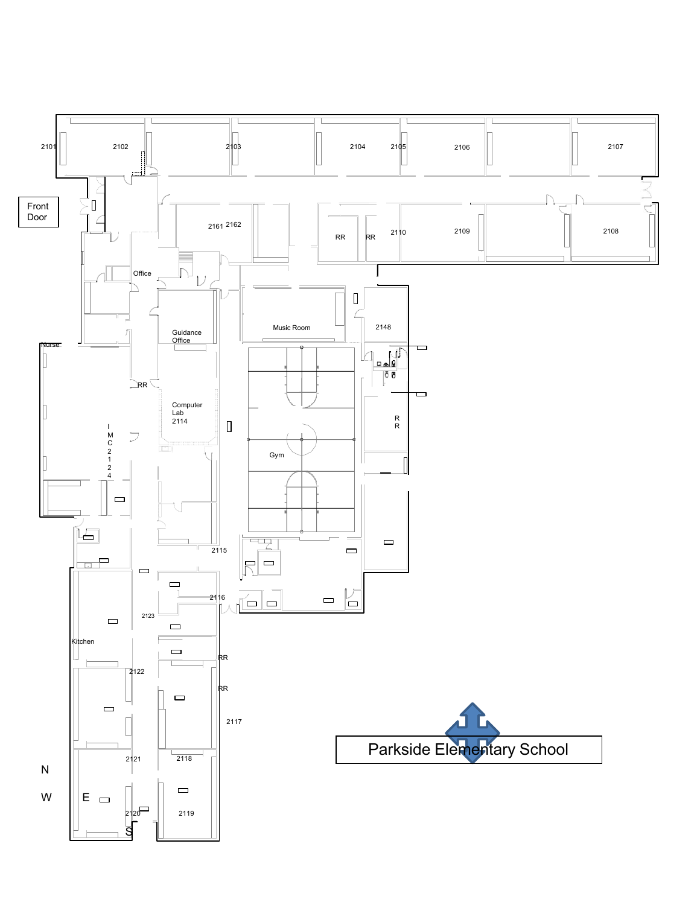# Parkside Elementary School

Front Door

2101 2102 2103 2104 2105 2106 2107

2161 2162 RR RR 2110 2109 2108

Office

Music Room

2148

Guidance Office

Nurse

RR

Computer Lab 2114

IMC 2124

Gym

RR

2115

2116

2123

Kitchen

RR

2122

RR

2117

2121 2118

2120 2119

N

W E

S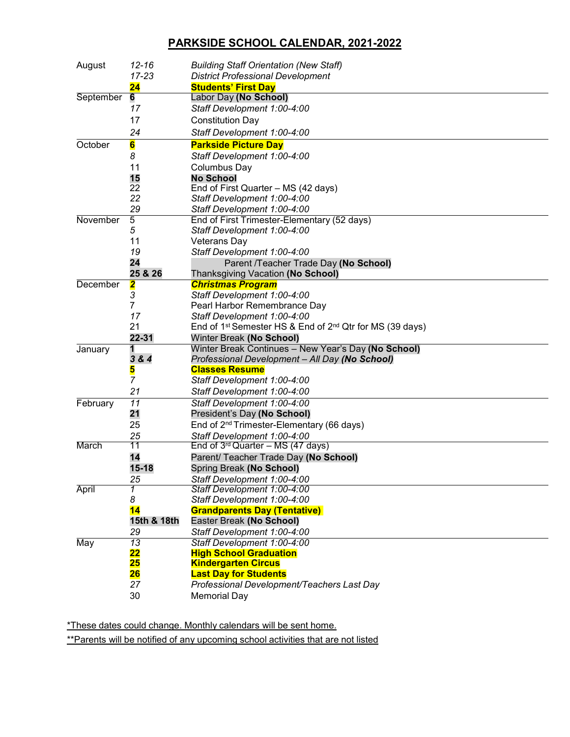# PARKSIDE SCHOOL CALENDAR, 2021-2022

| Month | Date | Event |
|---|---|---|
| August | *12-16* | *Building Staff Orientation (New Staff)* |
| | *17-23* | *District Professional Development* |
| | **24** | **Students' First Day** |
| September | **6** | Labor Day **(No School)** |
| | *17* | *Staff Development 1:00-4:00* |
| | 17 | Constitution Day |
| | *24* | *Staff Development 1:00-4:00* |
| October | **6** | **Parkside Picture Day** |
| | *8* | *Staff Development 1:00-4:00* |
| | 11 | Columbus Day |
| | **15** | **No School** |
| | 22 | End of First Quarter – MS (42 days) |
| | *22* | *Staff Development 1:00-4:00* |
| | *29* | *Staff Development 1:00-4:00* |
| November | 5 | End of First Trimester-Elementary (52 days) |
| | *5* | *Staff Development 1:00-4:00* |
| | 11 | Veterans Day |
| | *19* | *Staff Development 1:00-4:00* |
| | **24** | Parent /Teacher Trade Day **(No School)** |
| | **25 & 26** | Thanksgiving Vacation **(No School)** |
| December | **2** | ***Christmas Program*** |
| | *3* | *Staff Development 1:00-4:00* |
| | 7 | Pearl Harbor Remembrance Day |
| | *17* | *Staff Development 1:00-4:00* |
| | 21 | End of 1st Semester HS & End of 2nd Qtr for MS (39 days) |
| | **22-31** | Winter Break **(No School)** |
| January | **1** | Winter Break Continues – New Year's Day **(No School)** |
| | ***3 & 4*** | *Professional Development – All Day **(No School)*** |
| | **5** | **Classes Resume** |
| | *7* | *Staff Development 1:00-4:00* |
| | *21* | *Staff Development 1:00-4:00* |
| February | *11* | *Staff Development 1:00-4:00* |
| | **21** | President's Day **(No School)** |
| | 25 | End of 2nd Trimester-Elementary (66 days) |
| | *25* | *Staff Development 1:00-4:00* |
| March | 11 | End of 3rd Quarter – MS (47 days) |
| | **14** | Parent/ Teacher Trade Day **(No School)** |
| | **15-18** | Spring Break **(No School)** |
| | *25* | *Staff Development 1:00-4:00* |
| April | *1* | *Staff Development 1:00-4:00* |
| | *8* | *Staff Development 1:00-4:00* |
| | **14** | **Grandparents Day (Tentative)** |
| | **15th & 18th** | Easter Break **(No School)** |
| | *29* | *Staff Development 1:00-4:00* |
| May | *13* | *Staff Development 1:00-4:00* |
| | **22** | **High School Graduation** |
| | **25** | **Kindergarten Circus** |
| | **26** | **Last Day for Students** |
| | *27* | *Professional Development/Teachers Last Day* |
| | 30 | Memorial Day |

*These dates could change. Monthly calendars will be sent home.

**Parents will be notified of any upcoming school activities that are not listed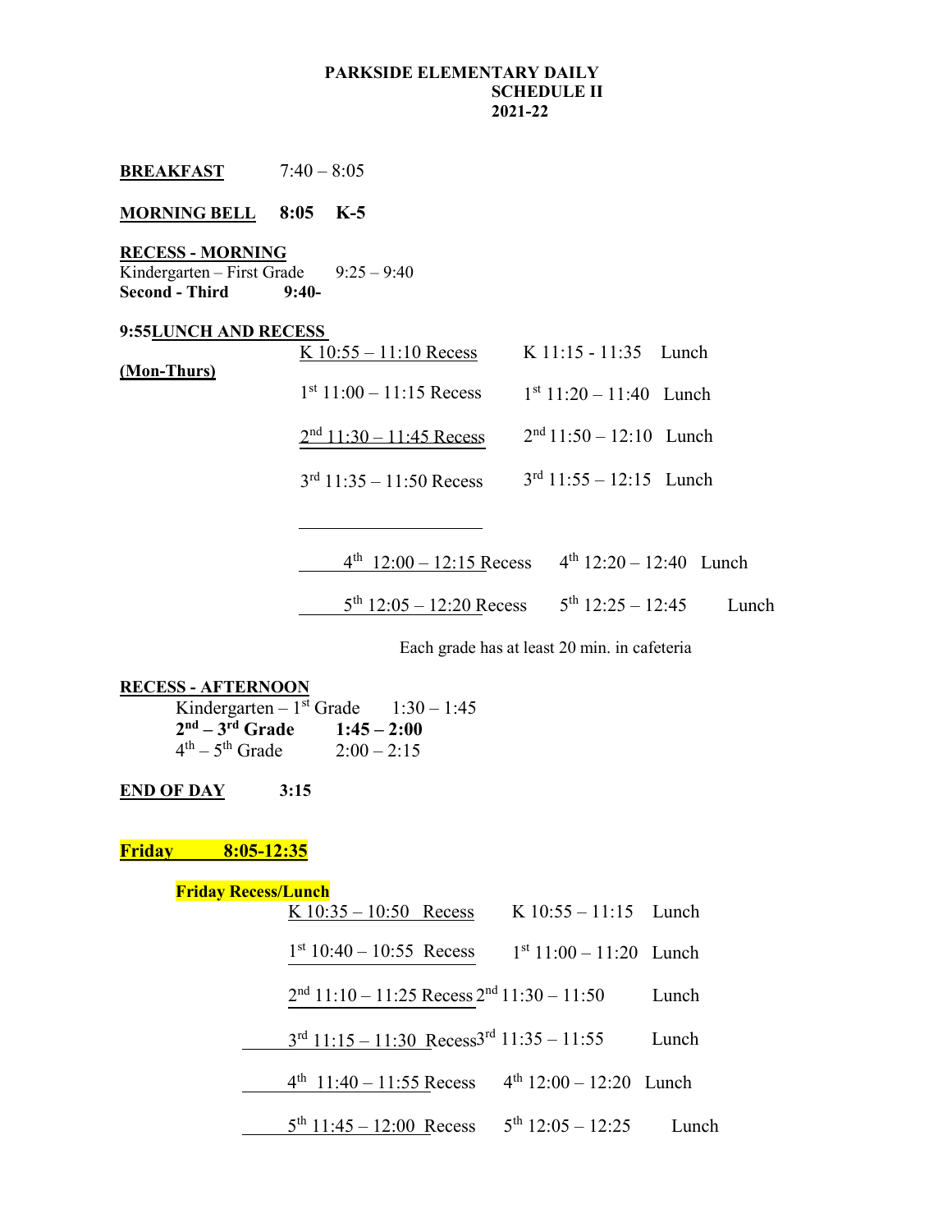**PARKSIDE ELEMENTARY DAILY SCHEDULE II 2021-22**

**BREAKFAST** 7:40 – 8:05

**MORNING BELL 8:05 K-5**

**RECESS - MORNING**

Kindergarten – First Grade 9:25 – 9:40

**Second - Third 9:40-**

**9:55LUNCH AND RECESS**

**(Mon-Thurs)**

| Recess | Lunch |
|---|---|
| K 10:55 – 11:10 Recess | K 11:15 - 11:35 Lunch |
| 1st 11:00 – 11:15 Recess | 1st 11:20 – 11:40 Lunch |
| 2nd 11:30 – 11:45 Recess | 2nd 11:50 – 12:10 Lunch |
| 3rd 11:35 – 11:50 Recess | 3rd 11:55 – 12:15 Lunch |
| 4th 12:00 – 12:15 Recess | 4th 12:20 – 12:40 Lunch |
| 5th 12:05 – 12:20 Recess | 5th 12:25 – 12:45 Lunch |

Each grade has at least 20 min. in cafeteria

**RECESS - AFTERNOON**

Kindergarten – 1st Grade 1:30 – 1:45

**2nd – 3rd Grade 1:45 – 2:00**

4th – 5th Grade 2:00 – 2:15

**END OF DAY 3:15**

**Friday 8:05-12:35**

**Friday Recess/Lunch**

| Recess | Lunch |
|---|---|
| K 10:35 – 10:50 Recess | K 10:55 – 11:15 Lunch |
| 1st 10:40 – 10:55 Recess | 1st 11:00 – 11:20 Lunch |
| 2nd 11:10 – 11:25 Recess | 2nd 11:30 – 11:50 Lunch |
| 3rd 11:15 – 11:30 Recess | 3rd 11:35 – 11:55 Lunch |
| 4th 11:40 – 11:55 Recess | 4th 12:00 – 12:20 Lunch |
| 5th 11:45 – 12:00 Recess | 5th 12:05 – 12:25 Lunch |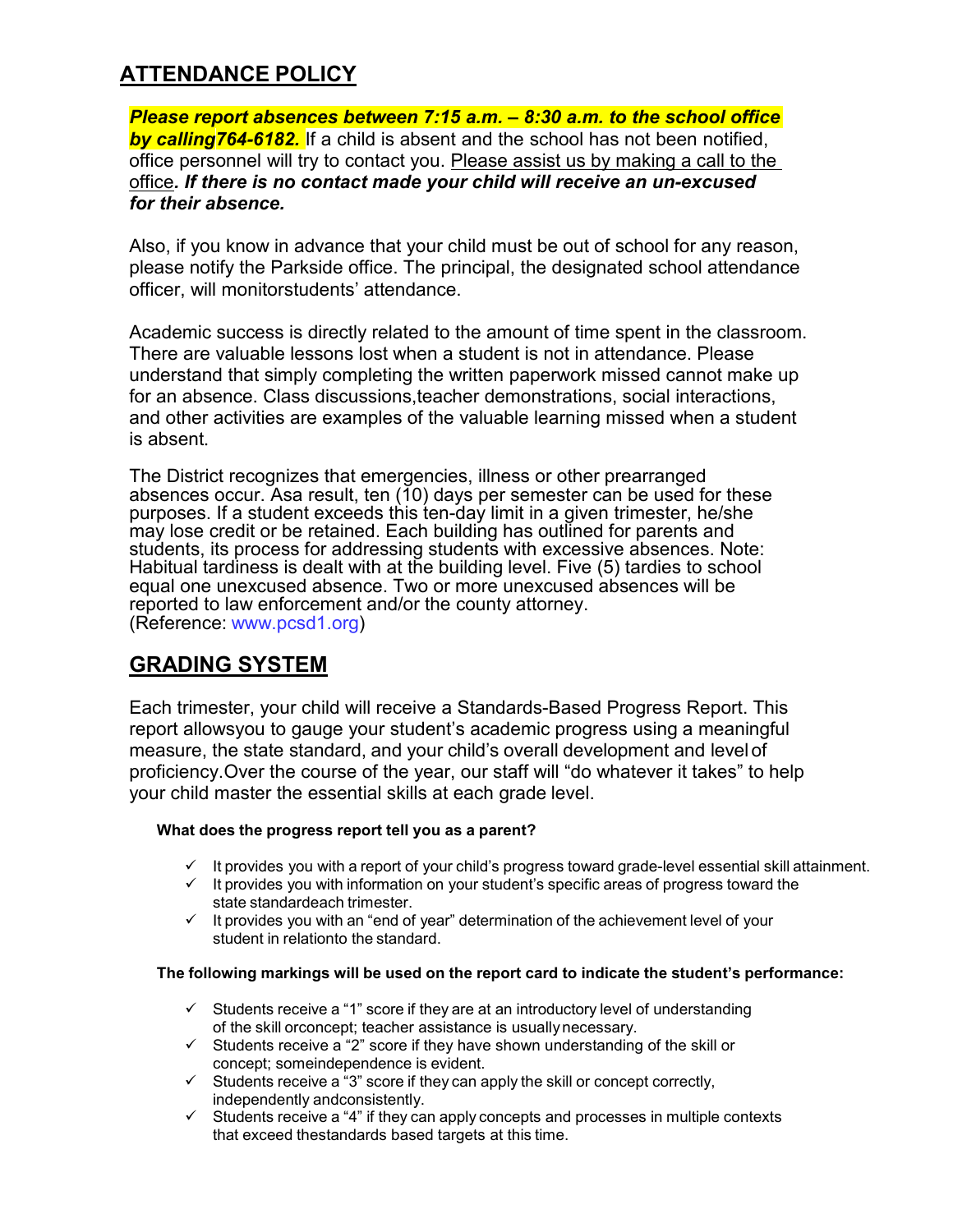## ATTENDANCE POLICY

***Please report absences between 7:15 a.m. – 8:30 a.m. to the school office by calling764-6182.*** If a child is absent and the school has not been notified, office personnel will try to contact you. Please assist us by making a call to the office***. If there is no contact made your child will receive an un-excused for their absence.***

Also, if you know in advance that your child must be out of school for any reason, please notify the Parkside office. The principal, the designated school attendance officer, will monitorstudents' attendance.

Academic success is directly related to the amount of time spent in the classroom. There are valuable lessons lost when a student is not in attendance. Please understand that simply completing the written paperwork missed cannot make up for an absence. Class discussions,teacher demonstrations, social interactions, and other activities are examples of the valuable learning missed when a student is absent.

The District recognizes that emergencies, illness or other prearranged absences occur. Asa result, ten (10) days per semester can be used for these purposes. If a student exceeds this ten-day limit in a given trimester, he/she may lose credit or be retained. Each building has outlined for parents and students, its process for addressing students with excessive absences. Note: Habitual tardiness is dealt with at the building level. Five (5) tardies to school equal one unexcused absence. Two or more unexcused absences will be reported to law enforcement and/or the county attorney.
(Reference: www.pcsd1.org)

## GRADING SYSTEM

Each trimester, your child will receive a Standards-Based Progress Report. This report allowsyou to gauge your student's academic progress using a meaningful measure, the state standard, and your child's overall development and level of proficiency.Over the course of the year, our staff will "do whatever it takes" to help your child master the essential skills at each grade level.

**What does the progress report tell you as a parent?**

- ✓ It provides you with a report of your child's progress toward grade-level essential skill attainment.
- ✓ It provides you with information on your student's specific areas of progress toward the state standardeach trimester.
- ✓ It provides you with an "end of year" determination of the achievement level of your student in relationto the standard.

**The following markings will be used on the report card to indicate the student's performance:**

- ✓ Students receive a "1" score if they are at an introductory level of understanding of the skill orconcept; teacher assistance is usually necessary.
- ✓ Students receive a "2" score if they have shown understanding of the skill or concept; someindependence is evident.
- ✓ Students receive a "3" score if they can apply the skill or concept correctly, independently andconsistently.
- ✓ Students receive a "4" if they can apply concepts and processes in multiple contexts that exceed thestandards based targets at this time.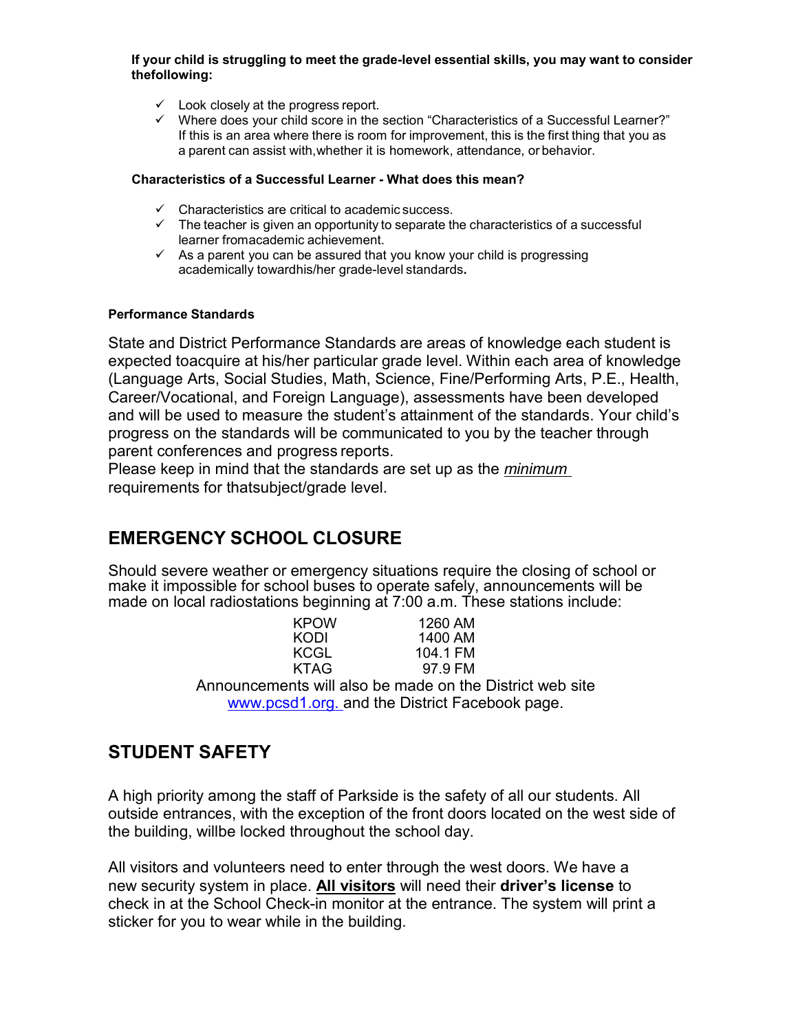**If your child is struggling to meet the grade-level essential skills, you may want to consider thefollowing:**

- ✓ Look closely at the progress report.
- ✓ Where does your child score in the section "Characteristics of a Successful Learner?" If this is an area where there is room for improvement, this is the first thing that you as a parent can assist with,whether it is homework, attendance, or behavior.

**Characteristics of a Successful Learner - What does this mean?**

- ✓ Characteristics are critical to academic success.
- ✓ The teacher is given an opportunity to separate the characteristics of a successful learner fromacademic achievement.
- ✓ As a parent you can be assured that you know your child is progressing academically towardhis/her grade-level standards**.**

**Performance Standards**

State and District Performance Standards are areas of knowledge each student is expected toacquire at his/her particular grade level. Within each area of knowledge (Language Arts, Social Studies, Math, Science, Fine/Performing Arts, P.E., Health, Career/Vocational, and Foreign Language), assessments have been developed and will be used to measure the student's attainment of the standards. Your child's progress on the standards will be communicated to you by the teacher through parent conferences and progress reports.
Please keep in mind that the standards are set up as the *minimum* requirements for thatsubject/grade level.

## EMERGENCY SCHOOL CLOSURE

Should severe weather or emergency situations require the closing of school or make it impossible for school buses to operate safely, announcements will be made on local radiostations beginning at 7:00 a.m. These stations include:

| | |
|---|---|
| KPOW | 1260 AM |
| KODI | 1400 AM |
| KCGL | 104.1 FM |
| KTAG | 97.9 FM |

Announcements will also be made on the District web site www.pcsd1.org. and the District Facebook page.

## STUDENT SAFETY

A high priority among the staff of Parkside is the safety of all our students. All outside entrances, with the exception of the front doors located on the west side of the building, willbe locked throughout the school day.

All visitors and volunteers need to enter through the west doors. We have a new security system in place. **All visitors** will need their **driver's license** to check in at the School Check-in monitor at the entrance. The system will print a sticker for you to wear while in the building.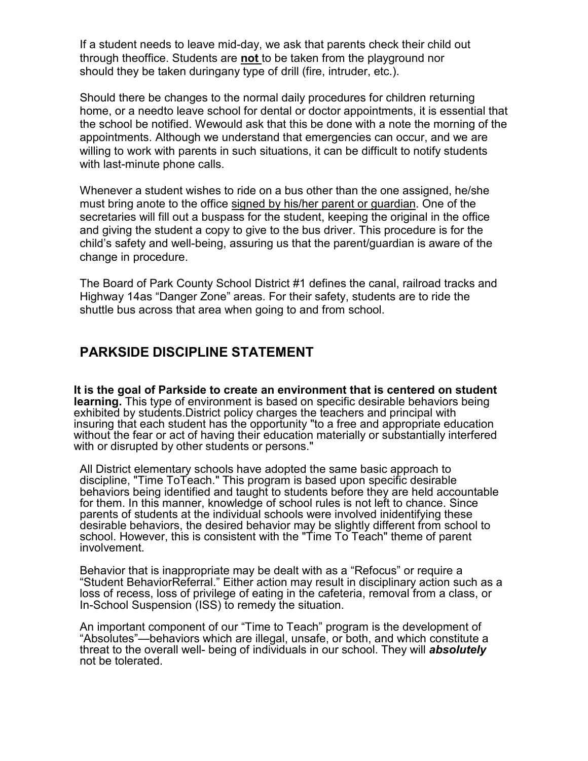If a student needs to leave mid-day, we ask that parents check their child out through theoffice. Students are **not** to be taken from the playground nor should they be taken duringany type of drill (fire, intruder, etc.).

Should there be changes to the normal daily procedures for children returning home, or a needto leave school for dental or doctor appointments, it is essential that the school be notified. Wewould ask that this be done with a note the morning of the appointments. Although we understand that emergencies can occur, and we are willing to work with parents in such situations, it can be difficult to notify students with last-minute phone calls.

Whenever a student wishes to ride on a bus other than the one assigned, he/she must bring anote to the office signed by his/her parent or guardian. One of the secretaries will fill out a buspass for the student, keeping the original in the office and giving the student a copy to give to the bus driver. This procedure is for the child's safety and well-being, assuring us that the parent/guardian is aware of the change in procedure.

The Board of Park County School District #1 defines the canal, railroad tracks and Highway 14as "Danger Zone" areas. For their safety, students are to ride the shuttle bus across that area when going to and from school.

## PARKSIDE DISCIPLINE STATEMENT

**It is the goal of Parkside to create an environment that is centered on student learning.** This type of environment is based on specific desirable behaviors being exhibited by students.District policy charges the teachers and principal with insuring that each student has the opportunity "to a free and appropriate education without the fear or act of having their education materially or substantially interfered with or disrupted by other students or persons."

All District elementary schools have adopted the same basic approach to discipline, "Time ToTeach." This program is based upon specific desirable behaviors being identified and taught to students before they are held accountable for them. In this manner, knowledge of school rules is not left to chance. Since parents of students at the individual schools were involved inidentifying these desirable behaviors, the desired behavior may be slightly different from school to school. However, this is consistent with the "Time To Teach" theme of parent involvement.

Behavior that is inappropriate may be dealt with as a "Refocus" or require a "Student BehaviorReferral." Either action may result in disciplinary action such as a loss of recess, loss of privilege of eating in the cafeteria, removal from a class, or In-School Suspension (ISS) to remedy the situation.

An important component of our "Time to Teach" program is the development of "Absolutes"—behaviors which are illegal, unsafe, or both, and which constitute a threat to the overall well- being of individuals in our school. They will ***absolutely*** not be tolerated.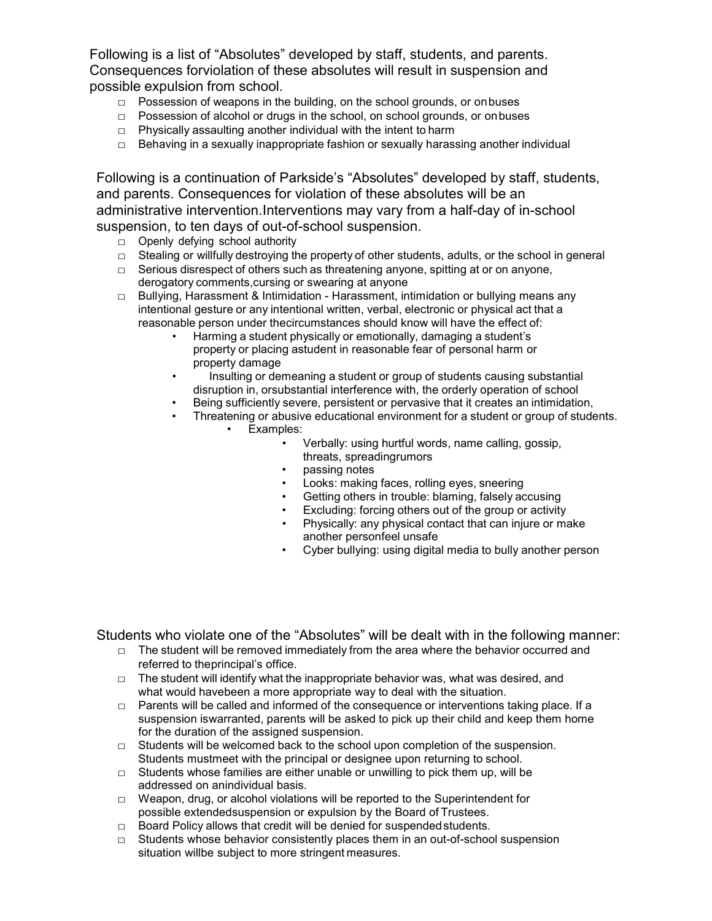Following is a list of "Absolutes" developed by staff, students, and parents. Consequences forviolation of these absolutes will result in suspension and possible expulsion from school.

- Possession of weapons in the building, on the school grounds, or onbuses
- Possession of alcohol or drugs in the school, on school grounds, or onbuses
- Physically assaulting another individual with the intent to harm
- Behaving in a sexually inappropriate fashion or sexually harassing another individual

Following is a continuation of Parkside's "Absolutes" developed by staff, students, and parents. Consequences for violation of these absolutes will be an administrative intervention.Interventions may vary from a half-day of in-school suspension, to ten days of out-of-school suspension.

- Openly defying school authority
- Stealing or willfully destroying the property of other students, adults, or the school in general
- Serious disrespect of others such as threatening anyone, spitting at or on anyone, derogatory comments,cursing or swearing at anyone
- Bullying, Harassment & Intimidation - Harassment, intimidation or bullying means any intentional gesture or any intentional written, verbal, electronic or physical act that a reasonable person under thecircumstances should know will have the effect of:
  - Harming a student physically or emotionally, damaging a student's property or placing astudent in reasonable fear of personal harm or property damage
  - Insulting or demeaning a student or group of students causing substantial disruption in, orsubstantial interference with, the orderly operation of school
  - Being sufficiently severe, persistent or pervasive that it creates an intimidation,
  - Threatening or abusive educational environment for a student or group of students.
    - Examples:
      - Verbally: using hurtful words, name calling, gossip, threats, spreadingrumors
      - passing notes
      - Looks: making faces, rolling eyes, sneering
      - Getting others in trouble: blaming, falsely accusing
      - Excluding: forcing others out of the group or activity
      - Physically: any physical contact that can injure or make another personfeel unsafe
      - Cyber bullying: using digital media to bully another person

Students who violate one of the "Absolutes" will be dealt with in the following manner:

- The student will be removed immediately from the area where the behavior occurred and referred to theprincipal's office.
- The student will identify what the inappropriate behavior was, what was desired, and what would havebeen a more appropriate way to deal with the situation.
- Parents will be called and informed of the consequence or interventions taking place. If a suspension iswarranted, parents will be asked to pick up their child and keep them home for the duration of the assigned suspension.
- Students will be welcomed back to the school upon completion of the suspension. Students mustmeet with the principal or designee upon returning to school.
- Students whose families are either unable or unwilling to pick them up, will be addressed on anindividual basis.
- Weapon, drug, or alcohol violations will be reported to the Superintendent for possible extendedsuspension or expulsion by the Board of Trustees.
- Board Policy allows that credit will be denied for suspended students.
- Students whose behavior consistently places them in an out-of-school suspension situation willbe subject to more stringent measures.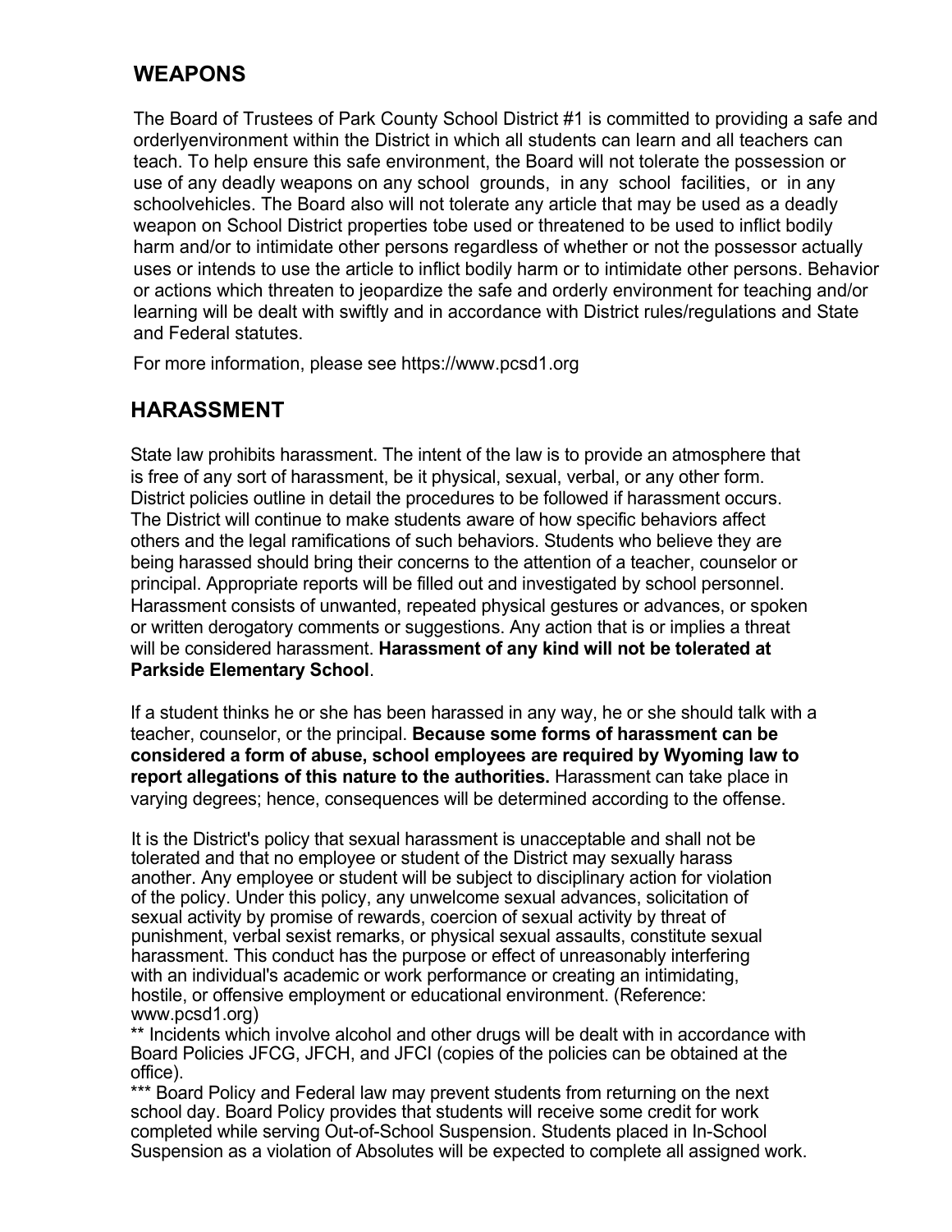## WEAPONS

The Board of Trustees of Park County School District #1 is committed to providing a safe and orderlyenvironment within the District in which all students can learn and all teachers can teach. To help ensure this safe environment, the Board will not tolerate the possession or use of any deadly weapons on any school grounds, in any school facilities, or in any schoolvehicles. The Board also will not tolerate any article that may be used as a deadly weapon on School District properties tobe used or threatened to be used to inflict bodily harm and/or to intimidate other persons regardless of whether or not the possessor actually uses or intends to use the article to inflict bodily harm or to intimidate other persons. Behavior or actions which threaten to jeopardize the safe and orderly environment for teaching and/or learning will be dealt with swiftly and in accordance with District rules/regulations and State and Federal statutes.

For more information, please see https://www.pcsd1.org

## HARASSMENT

State law prohibits harassment. The intent of the law is to provide an atmosphere that is free of any sort of harassment, be it physical, sexual, verbal, or any other form. District policies outline in detail the procedures to be followed if harassment occurs. The District will continue to make students aware of how specific behaviors affect others and the legal ramifications of such behaviors. Students who believe they are being harassed should bring their concerns to the attention of a teacher, counselor or principal. Appropriate reports will be filled out and investigated by school personnel. Harassment consists of unwanted, repeated physical gestures or advances, or spoken or written derogatory comments or suggestions. Any action that is or implies a threat will be considered harassment. **Harassment of any kind will not be tolerated at Parkside Elementary School**.

If a student thinks he or she has been harassed in any way, he or she should talk with a teacher, counselor, or the principal. **Because some forms of harassment can be considered a form of abuse, school employees are required by Wyoming law to report allegations of this nature to the authorities.** Harassment can take place in varying degrees; hence, consequences will be determined according to the offense.

It is the District's policy that sexual harassment is unacceptable and shall not be tolerated and that no employee or student of the District may sexually harass another. Any employee or student will be subject to disciplinary action for violation of the policy. Under this policy, any unwelcome sexual advances, solicitation of sexual activity by promise of rewards, coercion of sexual activity by threat of punishment, verbal sexist remarks, or physical sexual assaults, constitute sexual harassment. This conduct has the purpose or effect of unreasonably interfering with an individual's academic or work performance or creating an intimidating, hostile, or offensive employment or educational environment. (Reference: www.pcsd1.org)

** Incidents which involve alcohol and other drugs will be dealt with in accordance with Board Policies JFCG, JFCH, and JFCI (copies of the policies can be obtained at the office).

*** Board Policy and Federal law may prevent students from returning on the next school day. Board Policy provides that students will receive some credit for work completed while serving Out-of-School Suspension. Students placed in In-School Suspension as a violation of Absolutes will be expected to complete all assigned work.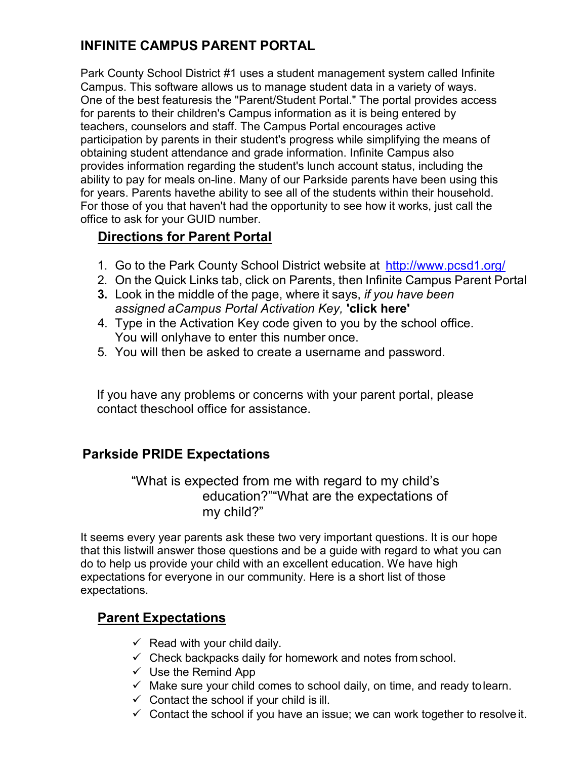## INFINITE CAMPUS PARENT PORTAL

Park County School District #1 uses a student management system called Infinite Campus. This software allows us to manage student data in a variety of ways. One of the best featuresis the "Parent/Student Portal." The portal provides access for parents to their children's Campus information as it is being entered by teachers, counselors and staff. The Campus Portal encourages active participation by parents in their student's progress while simplifying the means of obtaining student attendance and grade information. Infinite Campus also provides information regarding the student's lunch account status, including the ability to pay for meals on-line. Many of our Parkside parents have been using this for years. Parents havethe ability to see all of the students within their household. For those of you that haven't had the opportunity to see how it works, just call the office to ask for your GUID number.

### Directions for Parent Portal

1. Go to the Park County School District website at http://www.pcsd1.org/
2. On the Quick Links tab, click on Parents, then Infinite Campus Parent Portal
3. Look in the middle of the page, where it says, *if you have been assigned aCampus Portal Activation Key,* **'click here'**
4. Type in the Activation Key code given to you by the school office. You will onlyhave to enter this number once.
5. You will then be asked to create a username and password.

If you have any problems or concerns with your parent portal, please contact theschool office for assistance.

## Parkside PRIDE Expectations

"What is expected from me with regard to my child's education?""What are the expectations of my child?"

It seems every year parents ask these two very important questions. It is our hope that this listwill answer those questions and be a guide with regard to what you can do to help us provide your child with an excellent education. We have high expectations for everyone in our community. Here is a short list of those expectations.

### Parent Expectations

- ✓ Read with your child daily.
- ✓ Check backpacks daily for homework and notes from school.
- ✓ Use the Remind App
- ✓ Make sure your child comes to school daily, on time, and ready to learn.
- ✓ Contact the school if your child is ill.
- ✓ Contact the school if you have an issue; we can work together to resolve it.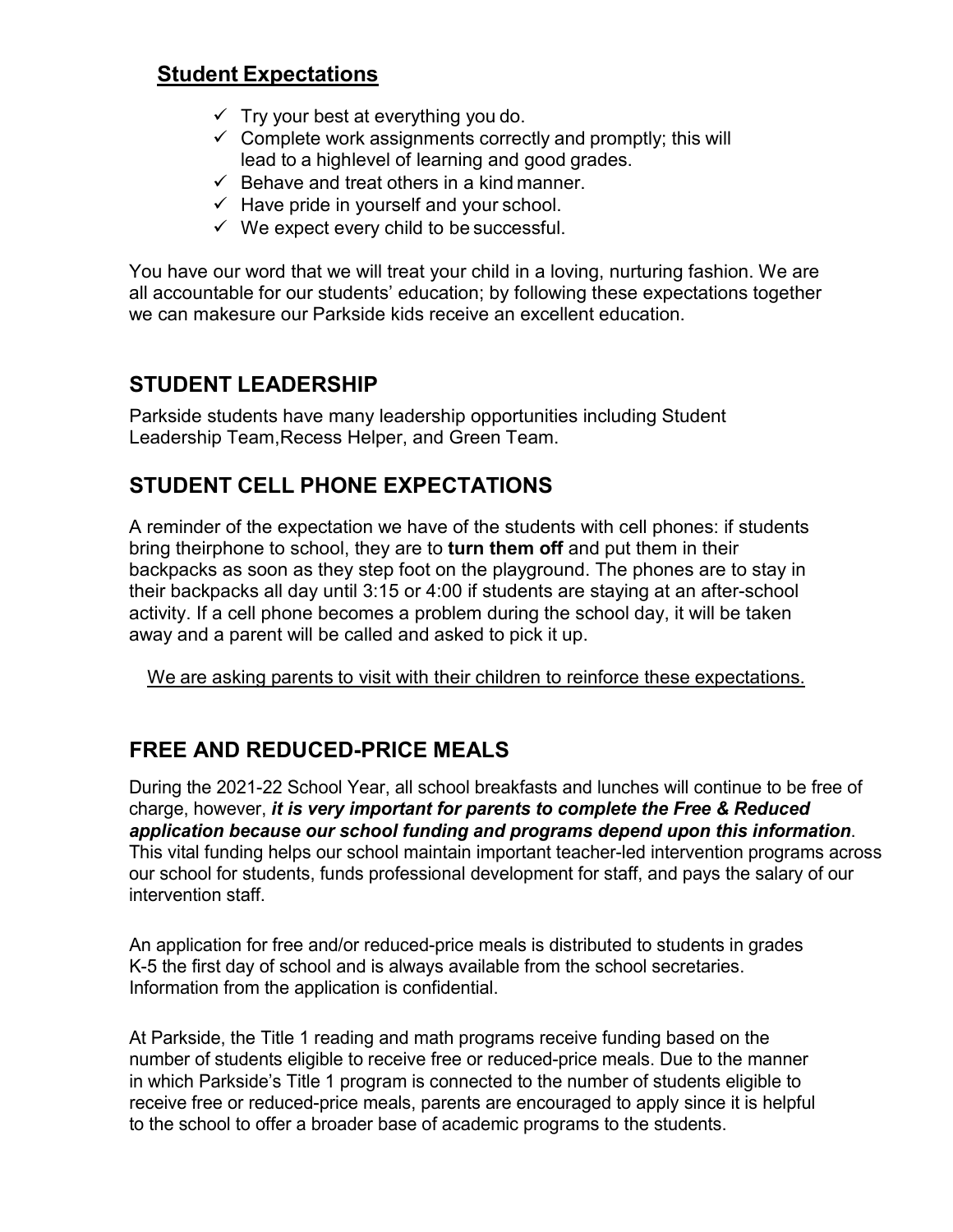## Student Expectations

- ✓ Try your best at everything you do.
- ✓ Complete work assignments correctly and promptly; this will lead to a highlevel of learning and good grades.
- ✓ Behave and treat others in a kind manner.
- ✓ Have pride in yourself and your school.
- ✓ We expect every child to be successful.

You have our word that we will treat your child in a loving, nurturing fashion. We are all accountable for our students' education; by following these expectations together we can makesure our Parkside kids receive an excellent education.

## STUDENT LEADERSHIP

Parkside students have many leadership opportunities including Student Leadership Team,Recess Helper, and Green Team.

## STUDENT CELL PHONE EXPECTATIONS

A reminder of the expectation we have of the students with cell phones: if students bring theirphone to school, they are to **turn them off** and put them in their backpacks as soon as they step foot on the playground. The phones are to stay in their backpacks all day until 3:15 or 4:00 if students are staying at an after-school activity. If a cell phone becomes a problem during the school day, it will be taken away and a parent will be called and asked to pick it up.

<u>We are asking parents to visit with their children to reinforce these expectations.</u>

## FREE AND REDUCED-PRICE MEALS

During the 2021-22 School Year, all school breakfasts and lunches will continue to be free of charge, however, ***it is very important for parents to complete the Free & Reduced application because our school funding and programs depend upon this information***. This vital funding helps our school maintain important teacher-led intervention programs across our school for students, funds professional development for staff, and pays the salary of our intervention staff.

An application for free and/or reduced-price meals is distributed to students in grades K-5 the first day of school and is always available from the school secretaries. Information from the application is confidential.

At Parkside, the Title 1 reading and math programs receive funding based on the number of students eligible to receive free or reduced-price meals. Due to the manner in which Parkside's Title 1 program is connected to the number of students eligible to receive free or reduced-price meals, parents are encouraged to apply since it is helpful to the school to offer a broader base of academic programs to the students.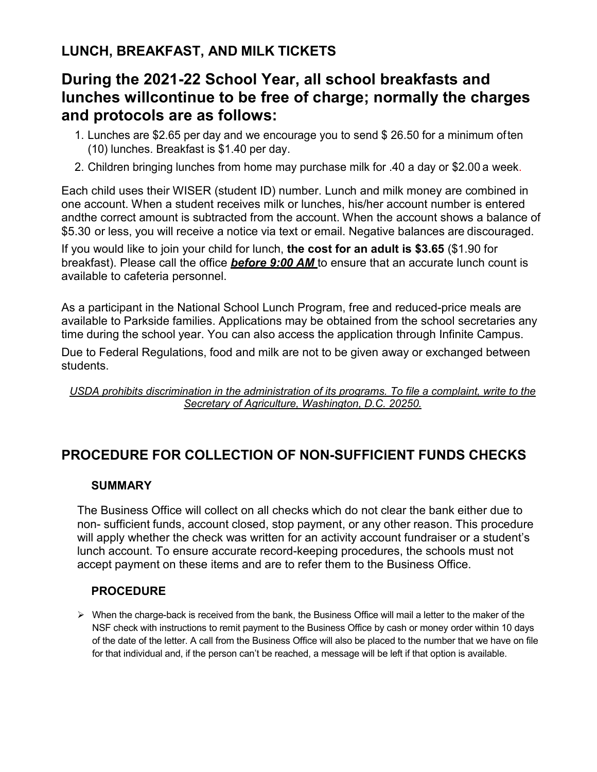## LUNCH, BREAKFAST, AND MILK TICKETS

# During the 2021-22 School Year, all school breakfasts and lunches willcontinue to be free of charge; normally the charges and protocols are as follows:

1. Lunches are $2.65 per day and we encourage you to send $ 26.50 for a minimum ofTen (10) lunches. Breakfast is $1.40 per day.
2. Children bringing lunches from home may purchase milk for .40 a day or $2.00 a week.

Each child uses their WISER (student ID) number. Lunch and milk money are combined in one account. When a student receives milk or lunches, his/her account number is entered andthe correct amount is subtracted from the account. When the account shows a balance of $5.30 or less, you will receive a notice via text or email. Negative balances are discouraged.

If you would like to join your child for lunch, **the cost for an adult is $3.65** ($1.90 for breakfast). Please call the office ***before 9:00 AM*** to ensure that an accurate lunch count is available to cafeteria personnel.

As a participant in the National School Lunch Program, free and reduced-price meals are available to Parkside families. Applications may be obtained from the school secretaries any time during the school year. You can also access the application through Infinite Campus.

Due to Federal Regulations, food and milk are not to be given away or exchanged between students.

*USDA prohibits discrimination in the administration of its programs. To file a complaint, write to the Secretary of Agriculture, Washington, D.C. 20250.*

## PROCEDURE FOR COLLECTION OF NON-SUFFICIENT FUNDS CHECKS

### SUMMARY

The Business Office will collect on all checks which do not clear the bank either due to non- sufficient funds, account closed, stop payment, or any other reason. This procedure will apply whether the check was written for an activity account fundraiser or a student's lunch account. To ensure accurate record-keeping procedures, the schools must not accept payment on these items and are to refer them to the Business Office.

### PROCEDURE

- When the charge-back is received from the bank, the Business Office will mail a letter to the maker of the NSF check with instructions to remit payment to the Business Office by cash or money order within 10 days of the date of the letter. A call from the Business Office will also be placed to the number that we have on file for that individual and, if the person can't be reached, a message will be left if that option is available.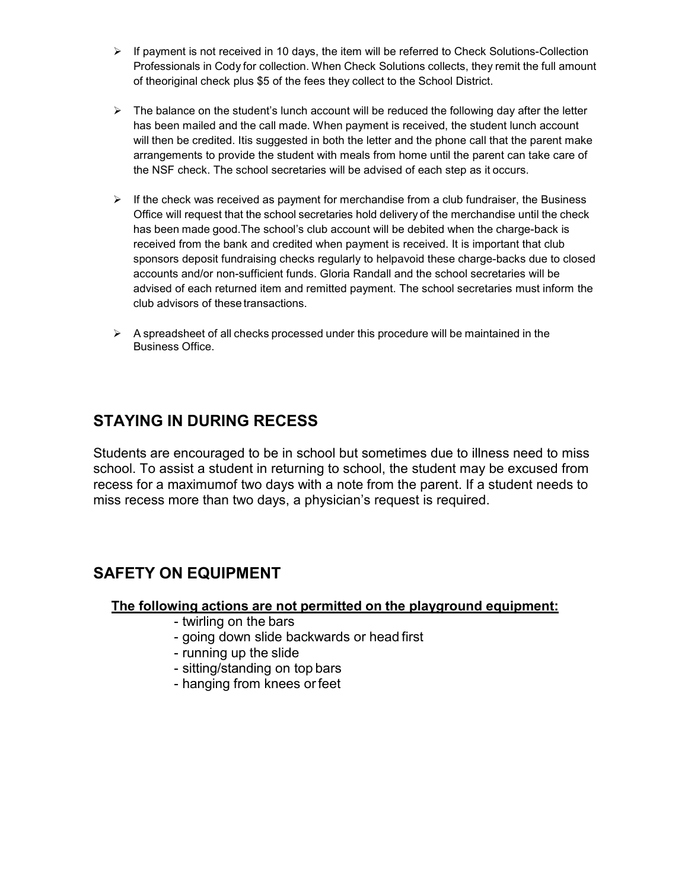- If payment is not received in 10 days, the item will be referred to Check Solutions-Collection Professionals in Cody for collection. When Check Solutions collects, they remit the full amount of theoriginal check plus $5 of the fees they collect to the School District.

- The balance on the student's lunch account will be reduced the following day after the letter has been mailed and the call made. When payment is received, the student lunch account will then be credited. Itis suggested in both the letter and the phone call that the parent make arrangements to provide the student with meals from home until the parent can take care of the NSF check. The school secretaries will be advised of each step as it occurs.

- If the check was received as payment for merchandise from a club fundraiser, the Business Office will request that the school secretaries hold delivery of the merchandise until the check has been made good.The school's club account will be debited when the charge-back is received from the bank and credited when payment is received. It is important that club sponsors deposit fundraising checks regularly to helpavoid these charge-backs due to closed accounts and/or non-sufficient funds. Gloria Randall and the school secretaries will be advised of each returned item and remitted payment. The school secretaries must inform the club advisors of these transactions.

- A spreadsheet of all checks processed under this procedure will be maintained in the Business Office.

## STAYING IN DURING RECESS

Students are encouraged to be in school but sometimes due to illness need to miss school. To assist a student in returning to school, the student may be excused from recess for a maximumof two days with a note from the parent. If a student needs to miss recess more than two days, a physician's request is required.

## SAFETY ON EQUIPMENT

**<u>The following actions are not permitted on the playground equipment:</u>**

- twirling on the bars
- going down slide backwards or head first
- running up the slide
- sitting/standing on top bars
- hanging from knees or feet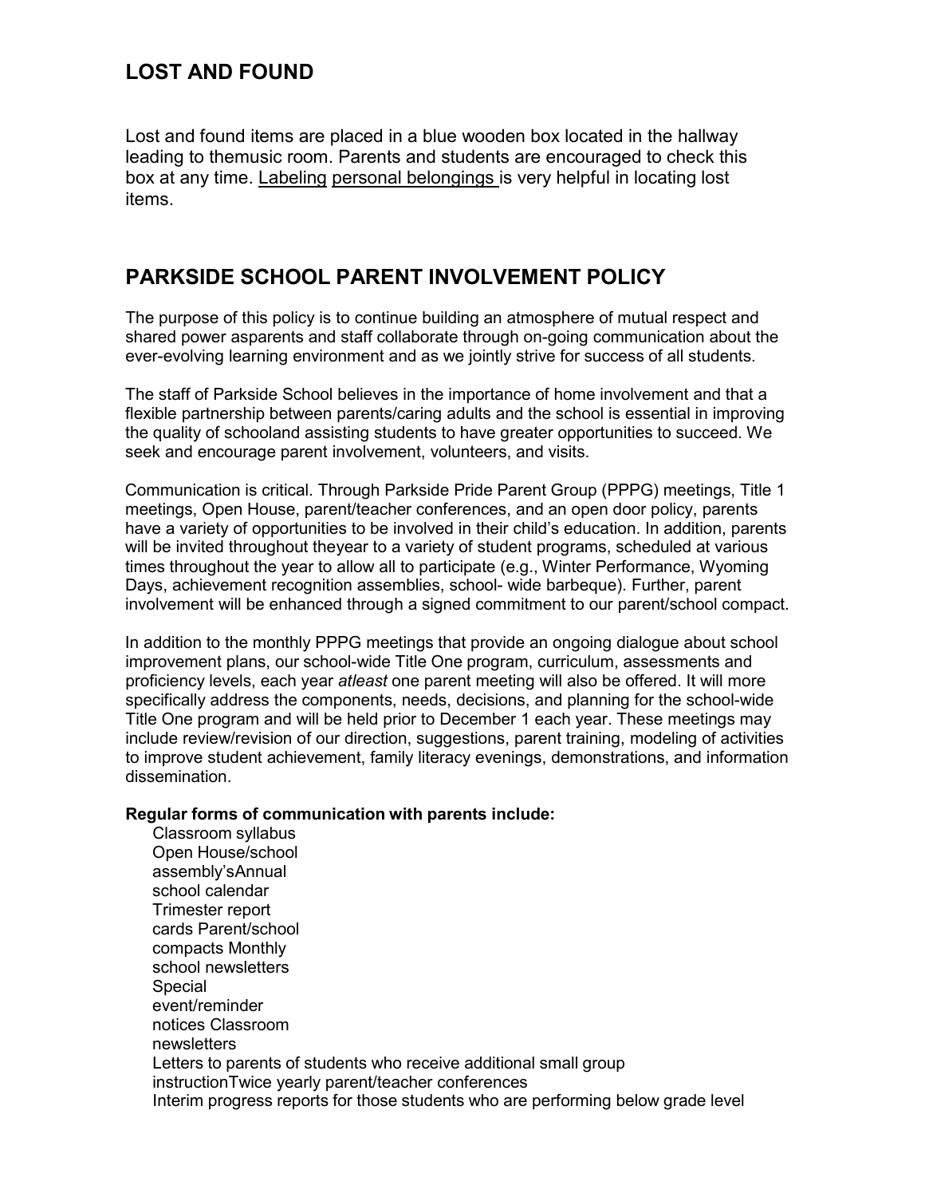## LOST AND FOUND

Lost and found items are placed in a blue wooden box located in the hallway leading to themusic room. Parents and students are encouraged to check this box at any time. Labeling personal belongings is very helpful in locating lost items.

## PARKSIDE SCHOOL PARENT INVOLVEMENT POLICY

The purpose of this policy is to continue building an atmosphere of mutual respect and shared power asparents and staff collaborate through on-going communication about the ever-evolving learning environment and as we jointly strive for success of all students.

The staff of Parkside School believes in the importance of home involvement and that a flexible partnership between parents/caring adults and the school is essential in improving the quality of schooland assisting students to have greater opportunities to succeed. We seek and encourage parent involvement, volunteers, and visits.

Communication is critical. Through Parkside Pride Parent Group (PPPG) meetings, Title 1 meetings, Open House, parent/teacher conferences, and an open door policy, parents have a variety of opportunities to be involved in their child's education. In addition, parents will be invited throughout theyear to a variety of student programs, scheduled at various times throughout the year to allow all to participate (e.g., Winter Performance, Wyoming Days, achievement recognition assemblies, school- wide barbeque). Further, parent involvement will be enhanced through a signed commitment to our parent/school compact.

In addition to the monthly PPPG meetings that provide an ongoing dialogue about school improvement plans, our school-wide Title One program, curriculum, assessments and proficiency levels, each year *atleast* one parent meeting will also be offered. It will more specifically address the components, needs, decisions, and planning for the school-wide Title One program and will be held prior to December 1 each year. These meetings may include review/revision of our direction, suggestions, parent training, modeling of activities to improve student achievement, family literacy evenings, demonstrations, and information dissemination.

**Regular forms of communication with parents include:**

- Classroom syllabus
- Open House/school assembly's
- Annual school calendar
- Trimester report cards
- Parent/school compacts
- Monthly school newsletters
- Special event/reminder notices
- Classroom newsletters
- Letters to parents of students who receive additional small group instruction
- Twice yearly parent/teacher conferences
- Interim progress reports for those students who are performing below grade level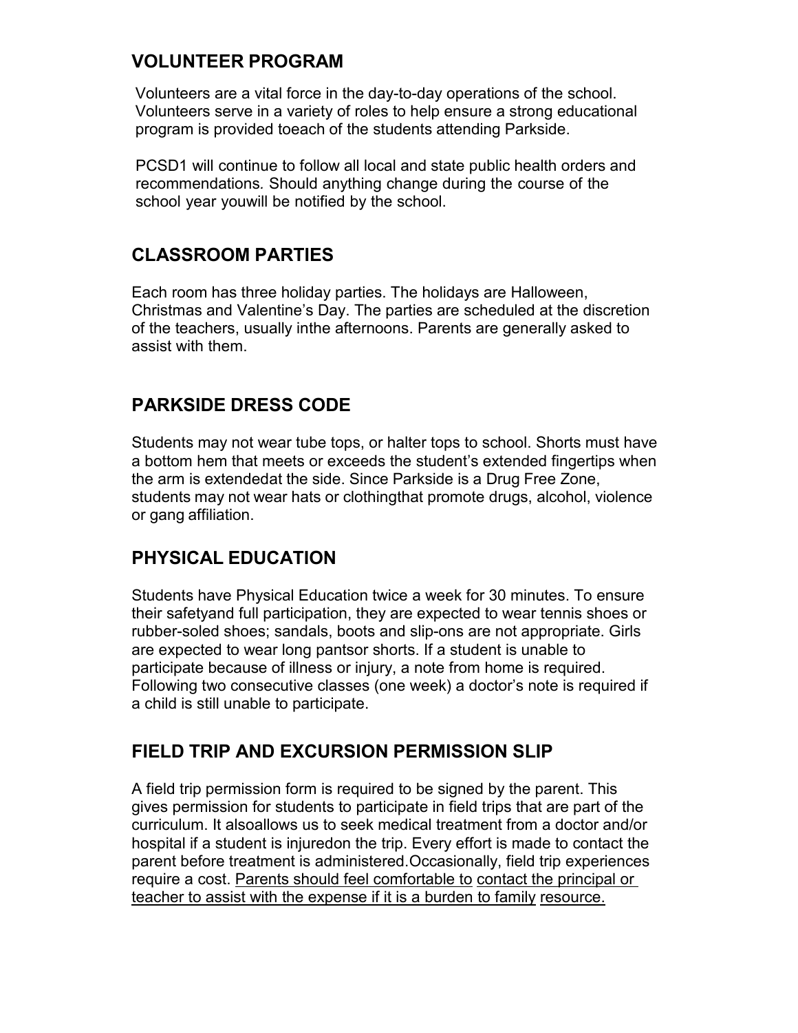## VOLUNTEER PROGRAM

Volunteers are a vital force in the day-to-day operations of the school. Volunteers serve in a variety of roles to help ensure a strong educational program is provided toeach of the students attending Parkside.

PCSD1 will continue to follow all local and state public health orders and recommendations. Should anything change during the course of the school year youwill be notified by the school.

## CLASSROOM PARTIES

Each room has three holiday parties. The holidays are Halloween, Christmas and Valentine's Day. The parties are scheduled at the discretion of the teachers, usually inthe afternoons. Parents are generally asked to assist with them.

## PARKSIDE DRESS CODE

Students may not wear tube tops, or halter tops to school. Shorts must have a bottom hem that meets or exceeds the student's extended fingertips when the arm is extendedat the side. Since Parkside is a Drug Free Zone, students may not wear hats or clothingthat promote drugs, alcohol, violence or gang affiliation.

## PHYSICAL EDUCATION

Students have Physical Education twice a week for 30 minutes. To ensure their safetyand full participation, they are expected to wear tennis shoes or rubber-soled shoes; sandals, boots and slip-ons are not appropriate. Girls are expected to wear long pantsor shorts. If a student is unable to participate because of illness or injury, a note from home is required. Following two consecutive classes (one week) a doctor's note is required if a child is still unable to participate.

## FIELD TRIP AND EXCURSION PERMISSION SLIP

A field trip permission form is required to be signed by the parent. This gives permission for students to participate in field trips that are part of the curriculum. It alsoallows us to seek medical treatment from a doctor and/or hospital if a student is injuredon the trip. Every effort is made to contact the parent before treatment is administered.Occasionally, field trip experiences require a cost. <u>Parents should feel comfortable to contact the principal or teacher to assist with the expense if it is a burden to family resource.</u>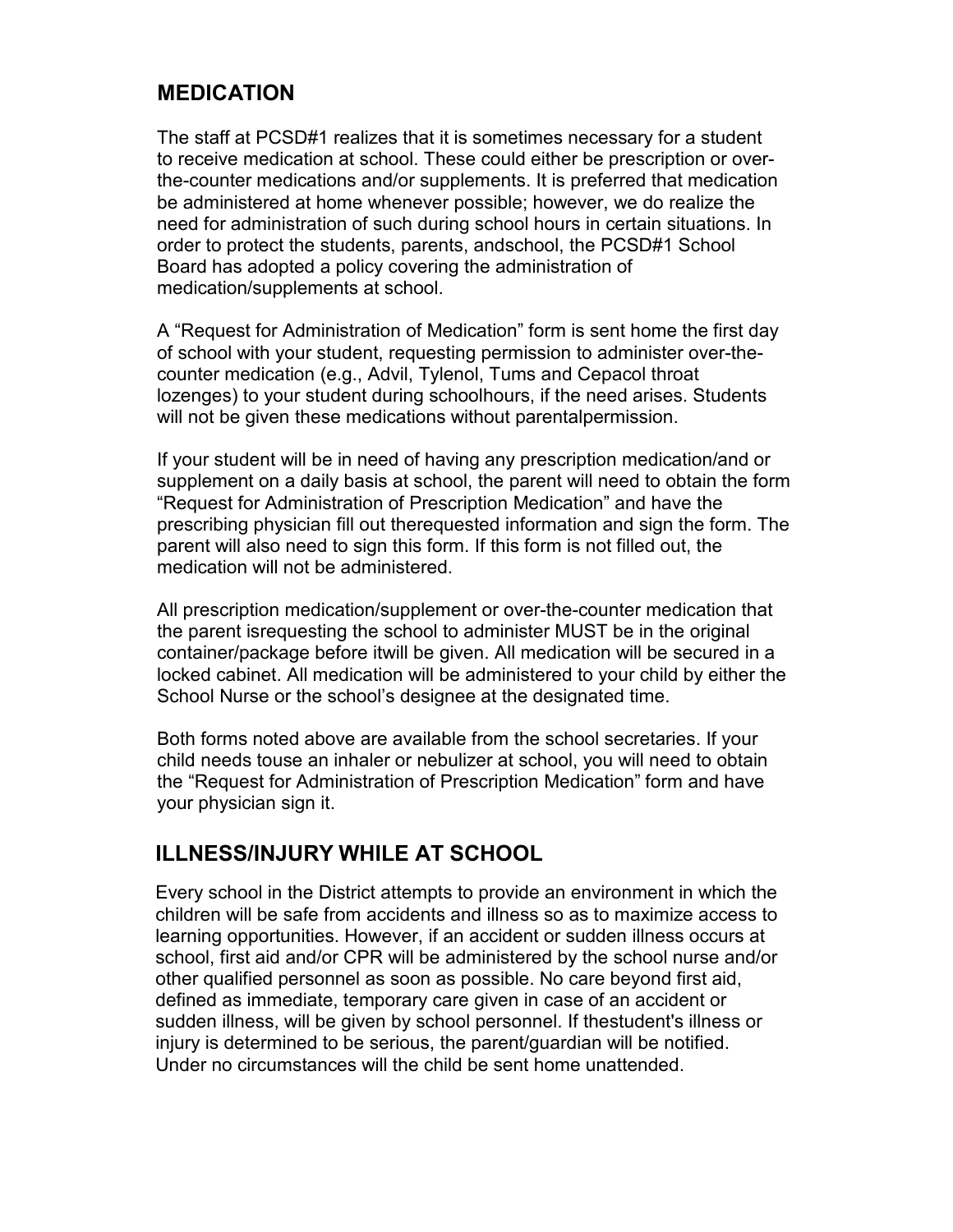## MEDICATION

The staff at PCSD#1 realizes that it is sometimes necessary for a student to receive medication at school. These could either be prescription or over-the-counter medications and/or supplements. It is preferred that medication be administered at home whenever possible; however, we do realize the need for administration of such during school hours in certain situations. In order to protect the students, parents, andschool, the PCSD#1 School Board has adopted a policy covering the administration of medication/supplements at school.

A “Request for Administration of Medication” form is sent home the first day of school with your student, requesting permission to administer over-the-counter medication (e.g., Advil, Tylenol, Tums and Cepacol throat lozenges) to your student during schoolhours, if the need arises. Students will not be given these medications without parentalpermission.

If your student will be in need of having any prescription medication/and or supplement on a daily basis at school, the parent will need to obtain the form “Request for Administration of Prescription Medication” and have the prescribing physician fill out therequested information and sign the form. The parent will also need to sign this form. If this form is not filled out, the medication will not be administered.

All prescription medication/supplement or over-the-counter medication that the parent isrequesting the school to administer MUST be in the original container/package before itwill be given. All medication will be secured in a locked cabinet. All medication will be administered to your child by either the School Nurse or the school’s designee at the designated time.

Both forms noted above are available from the school secretaries. If your child needs touse an inhaler or nebulizer at school, you will need to obtain the “Request for Administration of Prescription Medication” form and have your physician sign it.

## ILLNESS/INJURY WHILE AT SCHOOL

Every school in the District attempts to provide an environment in which the children will be safe from accidents and illness so as to maximize access to learning opportunities. However, if an accident or sudden illness occurs at school, first aid and/or CPR will be administered by the school nurse and/or other qualified personnel as soon as possible. No care beyond first aid, defined as immediate, temporary care given in case of an accident or sudden illness, will be given by school personnel. If thestudent's illness or injury is determined to be serious, the parent/guardian will be notified. Under no circumstances will the child be sent home unattended.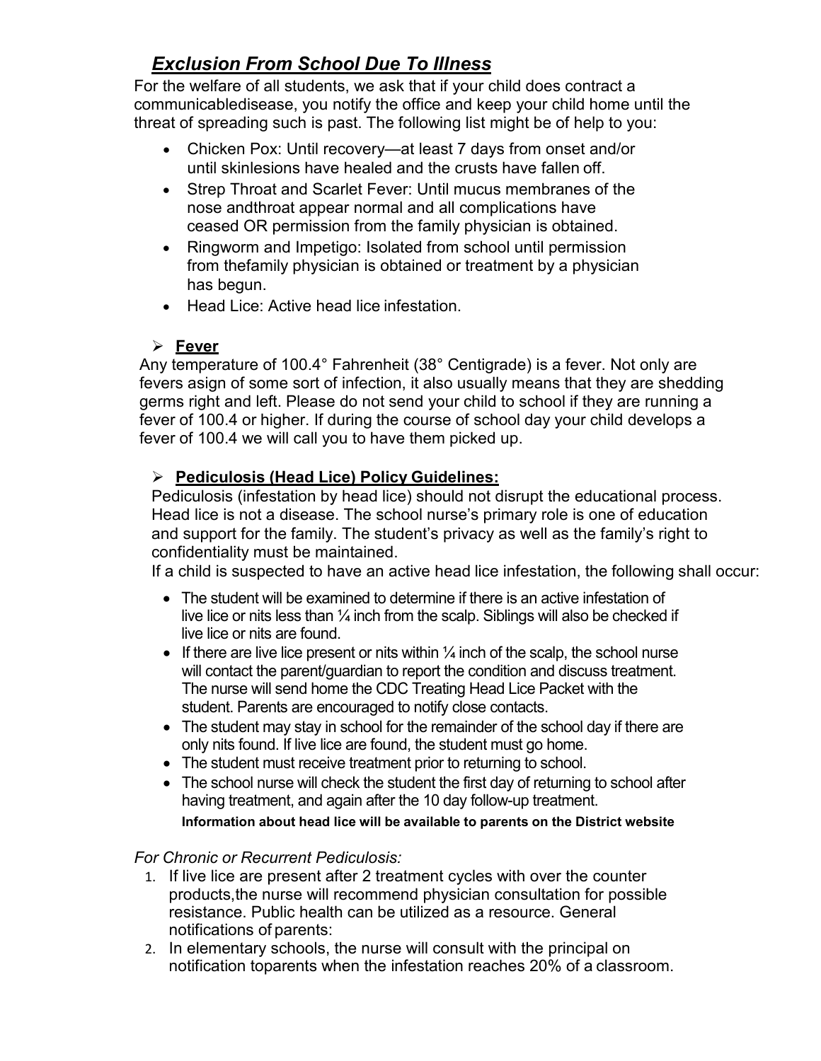## *Exclusion From School Due To Illness*

For the welfare of all students, we ask that if your child does contract a communicabledisease, you notify the office and keep your child home until the threat of spreading such is past. The following list might be of help to you:

- Chicken Pox: Until recovery—at least 7 days from onset and/or until skinlesions have healed and the crusts have fallen off.
- Strep Throat and Scarlet Fever: Until mucus membranes of the nose andthroat appear normal and all complications have ceased OR permission from the family physician is obtained.
- Ringworm and Impetigo: Isolated from school until permission from thefamily physician is obtained or treatment by a physician has begun.
- Head Lice: Active head lice infestation.

### **Fever**

Any temperature of 100.4° Fahrenheit (38° Centigrade) is a fever. Not only are fevers asign of some sort of infection, it also usually means that they are shedding germs right and left. Please do not send your child to school if they are running a fever of 100.4 or higher. If during the course of school day your child develops a fever of 100.4 we will call you to have them picked up.

### **Pediculosis (Head Lice) Policy Guidelines:**

Pediculosis (infestation by head lice) should not disrupt the educational process. Head lice is not a disease. The school nurse's primary role is one of education and support for the family. The student's privacy as well as the family's right to confidentiality must be maintained.

If a child is suspected to have an active head lice infestation, the following shall occur:

- The student will be examined to determine if there is an active infestation of live lice or nits less than ¼ inch from the scalp. Siblings will also be checked if live lice or nits are found.
- If there are live lice present or nits within ¼ inch of the scalp, the school nurse will contact the parent/guardian to report the condition and discuss treatment. The nurse will send home the CDC Treating Head Lice Packet with the student. Parents are encouraged to notify close contacts.
- The student may stay in school for the remainder of the school day if there are only nits found. If live lice are found, the student must go home.
- The student must receive treatment prior to returning to school.
- The school nurse will check the student the first day of returning to school after having treatment, and again after the 10 day follow-up treatment.

**Information about head lice will be available to parents on the District website**

*For Chronic or Recurrent Pediculosis:*

1. If live lice are present after 2 treatment cycles with over the counter products,the nurse will recommend physician consultation for possible resistance. Public health can be utilized as a resource. General notifications of parents:
2. In elementary schools, the nurse will consult with the principal on notification toparents when the infestation reaches 20% of a classroom.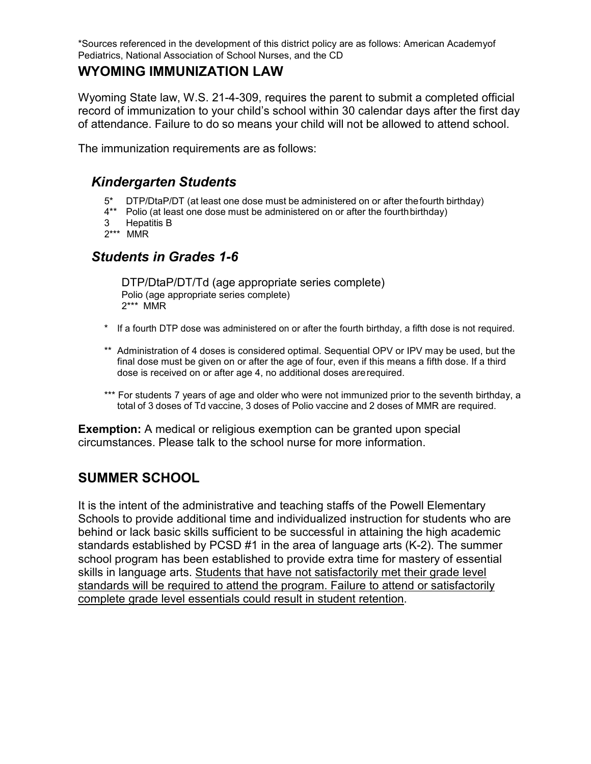*Sources referenced in the development of this district policy are as follows: American Academyof Pediatrics, National Association of School Nurses, and the CD

## WYOMING IMMUNIZATION LAW

Wyoming State law, W.S. 21-4-309, requires the parent to submit a completed official record of immunization to your child's school within 30 calendar days after the first day of attendance. Failure to do so means your child will not be allowed to attend school.

The immunization requirements are as follows:

### *Kindergarten Students*

- 5* DTP/DtaP/DT (at least one dose must be administered on or after the fourth birthday)
- 4** Polio (at least one dose must be administered on or after the fourth birthday)
- 3 Hepatitis B
- 2*** MMR

### *Students in Grades 1-6*

DTP/DtaP/DT/Td (age appropriate series complete)
Polio (age appropriate series complete)
2*** MMR

\* If a fourth DTP dose was administered on or after the fourth birthday, a fifth dose is not required.

** Administration of 4 doses is considered optimal. Sequential OPV or IPV may be used, but the final dose must be given on or after the age of four, even if this means a fifth dose. If a third dose is received on or after age 4, no additional doses are required.

*** For students 7 years of age and older who were not immunized prior to the seventh birthday, a total of 3 doses of Td vaccine, 3 doses of Polio vaccine and 2 doses of MMR are required.

**Exemption:** A medical or religious exemption can be granted upon special circumstances. Please talk to the school nurse for more information.

## SUMMER SCHOOL

It is the intent of the administrative and teaching staffs of the Powell Elementary Schools to provide additional time and individualized instruction for students who are behind or lack basic skills sufficient to be successful in attaining the high academic standards established by PCSD #1 in the area of language arts (K-2). The summer school program has been established to provide extra time for mastery of essential skills in language arts. <u>Students that have not satisfactorily met their grade level standards will be required to attend the program. Failure to attend or satisfactorily complete grade level essentials could result in student retention</u>.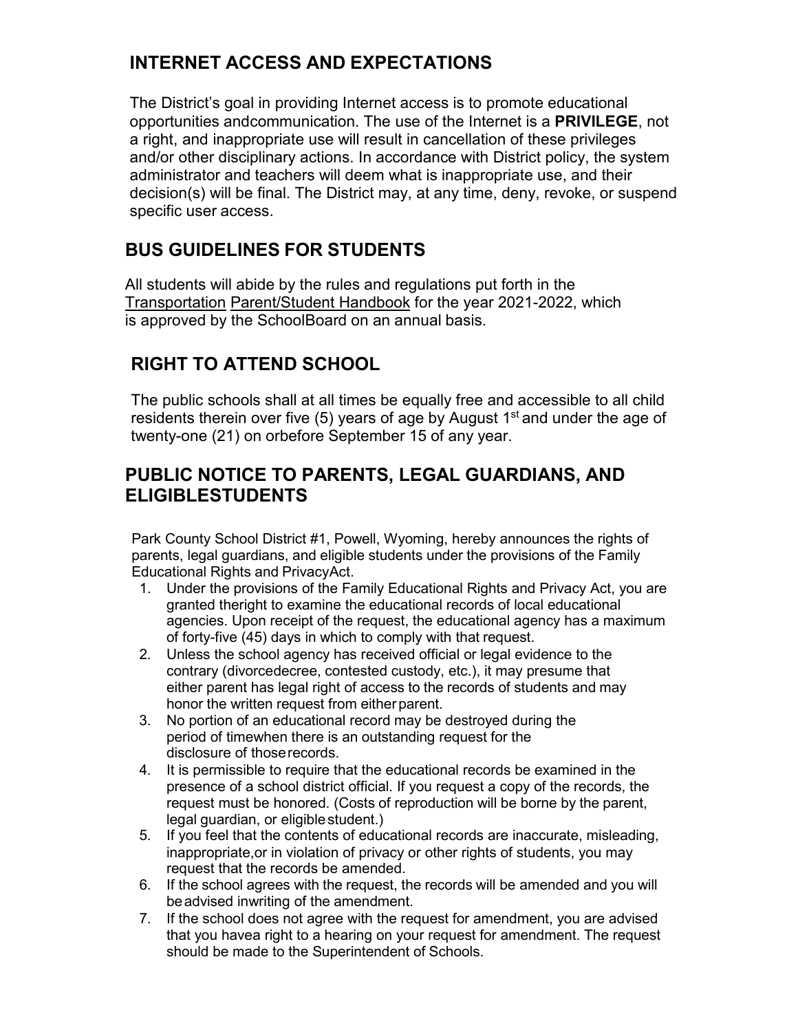## INTERNET ACCESS AND EXPECTATIONS

The District's goal in providing Internet access is to promote educational opportunities andcommunication. The use of the Internet is a **PRIVILEGE**, not a right, and inappropriate use will result in cancellation of these privileges and/or other disciplinary actions. In accordance with District policy, the system administrator and teachers will deem what is inappropriate use, and their decision(s) will be final. The District may, at any time, deny, revoke, or suspend specific user access.

## BUS GUIDELINES FOR STUDENTS

All students will abide by the rules and regulations put forth in the Transportation Parent/Student Handbook for the year 2021-2022, which is approved by the SchoolBoard on an annual basis.

## RIGHT TO ATTEND SCHOOL

The public schools shall at all times be equally free and accessible to all child residents therein over five (5) years of age by August 1st and under the age of twenty-one (21) on orbefore September 15 of any year.

## PUBLIC NOTICE TO PARENTS, LEGAL GUARDIANS, AND ELIGIBLESTUDENTS

Park County School District #1, Powell, Wyoming, hereby announces the rights of parents, legal guardians, and eligible students under the provisions of the Family Educational Rights and PrivacyAct.

1. Under the provisions of the Family Educational Rights and Privacy Act, you are granted theright to examine the educational records of local educational agencies. Upon receipt of the request, the educational agency has a maximum of forty-five (45) days in which to comply with that request.
2. Unless the school agency has received official or legal evidence to the contrary (divorcedecree, contested custody, etc.), it may presume that either parent has legal right of access to the records of students and may honor the written request from either parent.
3. No portion of an educational record may be destroyed during the period of timewhen there is an outstanding request for the disclosure of those records.
4. It is permissible to require that the educational records be examined in the presence of a school district official. If you request a copy of the records, the request must be honored. (Costs of reproduction will be borne by the parent, legal guardian, or eligible student.)
5. If you feel that the contents of educational records are inaccurate, misleading, inappropriate,or in violation of privacy or other rights of students, you may request that the records be amended.
6. If the school agrees with the request, the records will be amended and you will be advised inwriting of the amendment.
7. If the school does not agree with the request for amendment, you are advised that you havea right to a hearing on your request for amendment. The request should be made to the Superintendent of Schools.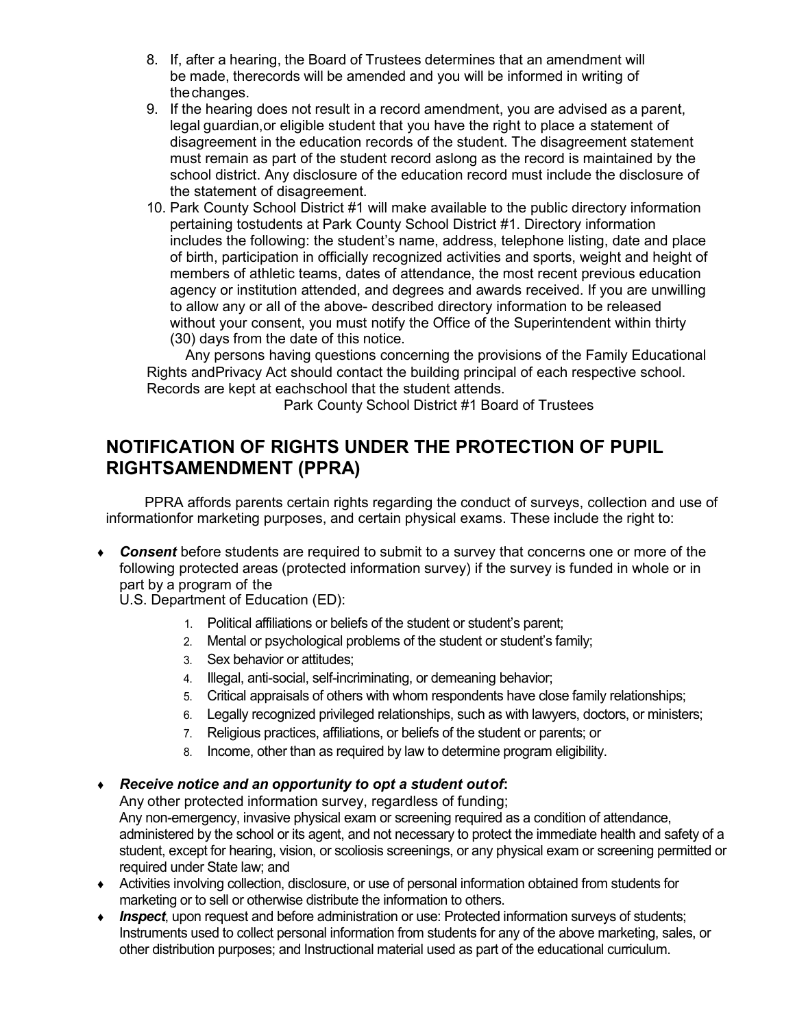8. If, after a hearing, the Board of Trustees determines that an amendment will be made, therecords will be amended and you will be informed in writing of thechanges.
9. If the hearing does not result in a record amendment, you are advised as a parent, legal guardian,or eligible student that you have the right to place a statement of disagreement in the education records of the student. The disagreement statement must remain as part of the student record aslong as the record is maintained by the school district. Any disclosure of the education record must include the disclosure of the statement of disagreement.
10. Park County School District #1 will make available to the public directory information pertaining tostudents at Park County School District #1. Directory information includes the following: the student's name, address, telephone listing, date and place of birth, participation in officially recognized activities and sports, weight and height of members of athletic teams, dates of attendance, the most recent previous education agency or institution attended, and degrees and awards received. If you are unwilling to allow any or all of the above- described directory information to be released without your consent, you must notify the Office of the Superintendent within thirty (30) days from the date of this notice.

Any persons having questions concerning the provisions of the Family Educational Rights andPrivacy Act should contact the building principal of each respective school. Records are kept at eachschool that the student attends.

Park County School District #1 Board of Trustees

## NOTIFICATION OF RIGHTS UNDER THE PROTECTION OF PUPIL RIGHTSAMENDMENT (PPRA)

PPRA affords parents certain rights regarding the conduct of surveys, collection and use of informationfor marketing purposes, and certain physical exams. These include the right to:

- ***Consent*** before students are required to submit to a survey that concerns one or more of the following protected areas (protected information survey) if the survey is funded in whole or in part by a program of the U.S. Department of Education (ED):
    1. Political affiliations or beliefs of the student or student's parent;
    2. Mental or psychological problems of the student or student's family;
    3. Sex behavior or attitudes;
    4. Illegal, anti-social, self-incriminating, or demeaning behavior;
    5. Critical appraisals of others with whom respondents have close family relationships;
    6. Legally recognized privileged relationships, such as with lawyers, doctors, or ministers;
    7. Religious practices, affiliations, or beliefs of the student or parents; or
    8. Income, other than as required by law to determine program eligibility.
- ***Receive notice and an opportunity to opt a student outof*:**
  Any other protected information survey, regardless of funding;
  Any non-emergency, invasive physical exam or screening required as a condition of attendance, administered by the school or its agent, and not necessary to protect the immediate health and safety of a student, except for hearing, vision, or scoliosis screenings, or any physical exam or screening permitted or required under State law; and
- Activities involving collection, disclosure, or use of personal information obtained from students for marketing or to sell or otherwise distribute the information to others.
- ***Inspect***, upon request and before administration or use: Protected information surveys of students; Instruments used to collect personal information from students for any of the above marketing, sales, or other distribution purposes; and Instructional material used as part of the educational curriculum.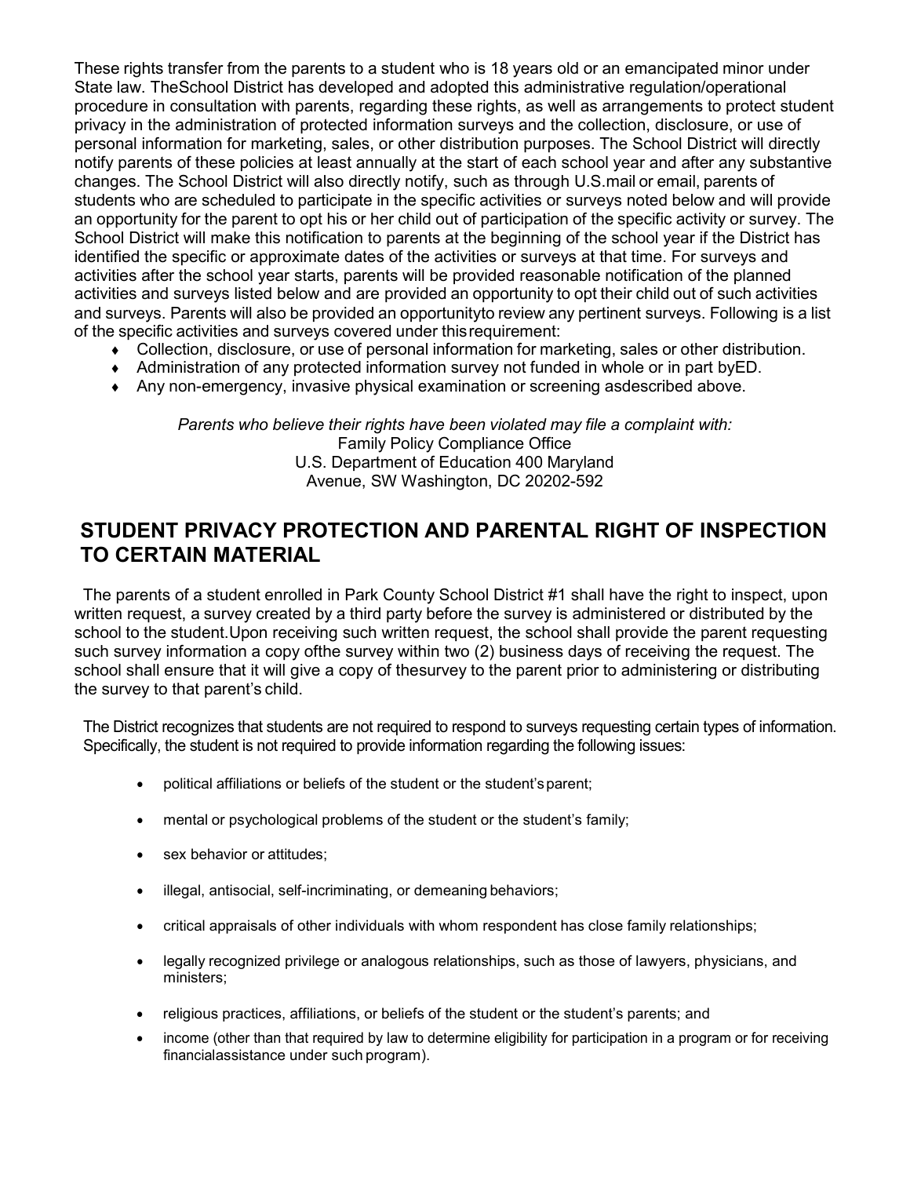These rights transfer from the parents to a student who is 18 years old or an emancipated minor under State law. TheSchool District has developed and adopted this administrative regulation/operational procedure in consultation with parents, regarding these rights, as well as arrangements to protect student privacy in the administration of protected information surveys and the collection, disclosure, or use of personal information for marketing, sales, or other distribution purposes. The School District will directly notify parents of these policies at least annually at the start of each school year and after any substantive changes. The School District will also directly notify, such as through U.S.mail or email, parents of students who are scheduled to participate in the specific activities or surveys noted below and will provide an opportunity for the parent to opt his or her child out of participation of the specific activity or survey. The School District will make this notification to parents at the beginning of the school year if the District has identified the specific or approximate dates of the activities or surveys at that time. For surveys and activities after the school year starts, parents will be provided reasonable notification of the planned activities and surveys listed below and are provided an opportunity to opt their child out of such activities and surveys. Parents will also be provided an opportunityto review any pertinent surveys. Following is a list of the specific activities and surveys covered under thisrequirement:

- Collection, disclosure, or use of personal information for marketing, sales or other distribution.
- Administration of any protected information survey not funded in whole or in part byED.
- Any non-emergency, invasive physical examination or screening asdescribed above.

*Parents who believe their rights have been violated may file a complaint with:*
Family Policy Compliance Office
U.S. Department of Education 400 Maryland
Avenue, SW Washington, DC 20202-592

## STUDENT PRIVACY PROTECTION AND PARENTAL RIGHT OF INSPECTION TO CERTAIN MATERIAL

The parents of a student enrolled in Park County School District #1 shall have the right to inspect, upon written request, a survey created by a third party before the survey is administered or distributed by the school to the student.Upon receiving such written request, the school shall provide the parent requesting such survey information a copy ofthe survey within two (2) business days of receiving the request. The school shall ensure that it will give a copy of thesurvey to the parent prior to administering or distributing the survey to that parent's child.

The District recognizes that students are not required to respond to surveys requesting certain types of information. Specifically, the student is not required to provide information regarding the following issues:

- political affiliations or beliefs of the student or the student's parent;
- mental or psychological problems of the student or the student's family;
- sex behavior or attitudes;
- illegal, antisocial, self-incriminating, or demeaning behaviors;
- critical appraisals of other individuals with whom respondent has close family relationships;
- legally recognized privilege or analogous relationships, such as those of lawyers, physicians, and ministers;
- religious practices, affiliations, or beliefs of the student or the student's parents; and
- income (other than that required by law to determine eligibility for participation in a program or for receiving financialassistance under such program).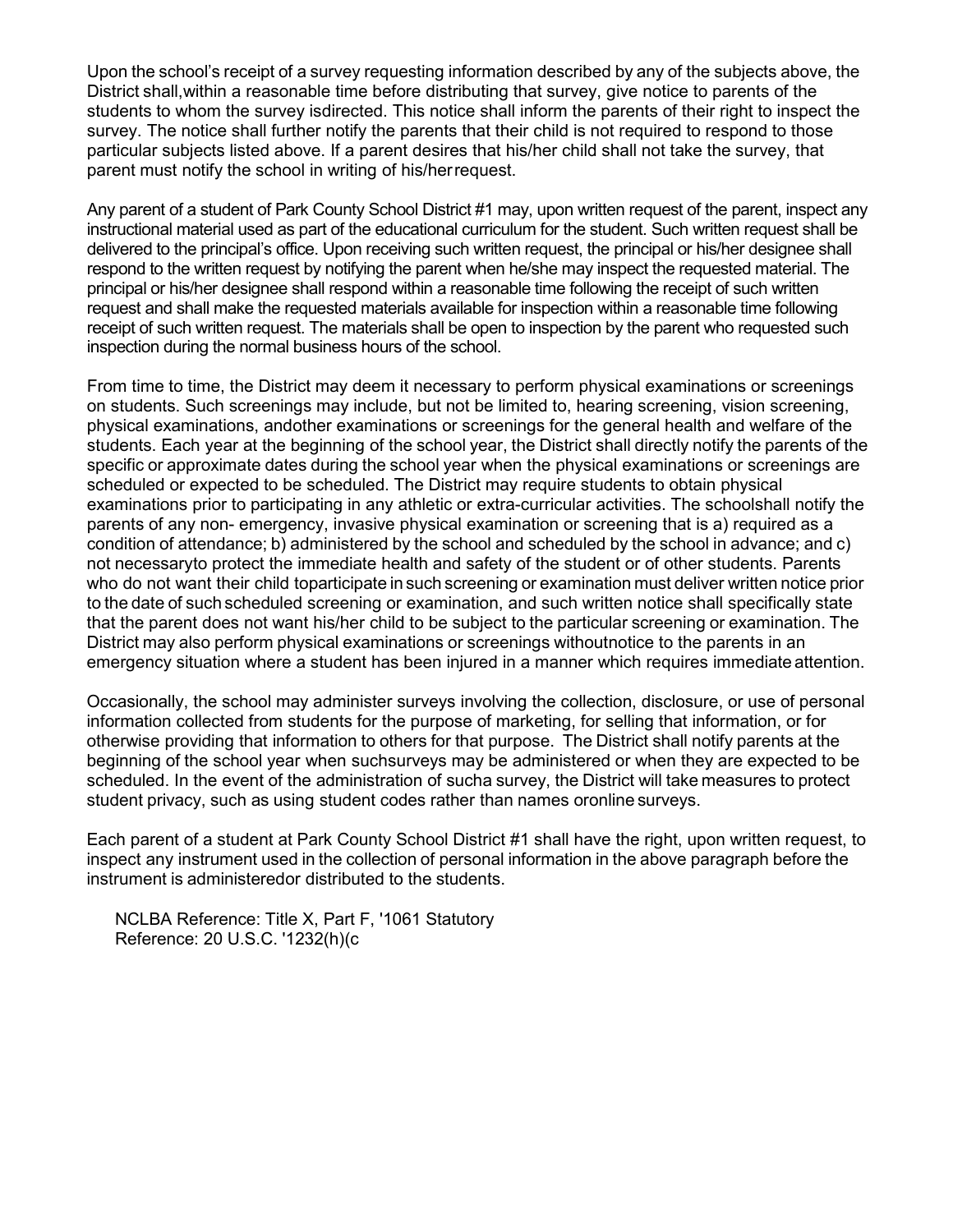Upon the school's receipt of a survey requesting information described by any of the subjects above, the District shall,within a reasonable time before distributing that survey, give notice to parents of the students to whom the survey isdirected. This notice shall inform the parents of their right to inspect the survey. The notice shall further notify the parents that their child is not required to respond to those particular subjects listed above. If a parent desires that his/her child shall not take the survey, that parent must notify the school in writing of his/herrequest.

Any parent of a student of Park County School District #1 may, upon written request of the parent, inspect any instructional material used as part of the educational curriculum for the student. Such written request shall be delivered to the principal's office. Upon receiving such written request, the principal or his/her designee shall respond to the written request by notifying the parent when he/she may inspect the requested material. The principal or his/her designee shall respond within a reasonable time following the receipt of such written request and shall make the requested materials available for inspection within a reasonable time following receipt of such written request. The materials shall be open to inspection by the parent who requested such inspection during the normal business hours of the school.

From time to time, the District may deem it necessary to perform physical examinations or screenings on students. Such screenings may include, but not be limited to, hearing screening, vision screening, physical examinations, andother examinations or screenings for the general health and welfare of the students. Each year at the beginning of the school year, the District shall directly notify the parents of the specific or approximate dates during the school year when the physical examinations or screenings are scheduled or expected to be scheduled. The District may require students to obtain physical examinations prior to participating in any athletic or extra-curricular activities. The schoolshall notify the parents of any non- emergency, invasive physical examination or screening that is a) required as a condition of attendance; b) administered by the school and scheduled by the school in advance; and c) not necessaryto protect the immediate health and safety of the student or of other students. Parents who do not want their child toparticipate in such screening or examination must deliver written notice prior to the date of such scheduled screening or examination, and such written notice shall specifically state that the parent does not want his/her child to be subject to the particular screening or examination. The District may also perform physical examinations or screenings withoutnotice to the parents in an emergency situation where a student has been injured in a manner which requires immediate attention.

Occasionally, the school may administer surveys involving the collection, disclosure, or use of personal information collected from students for the purpose of marketing, for selling that information, or for otherwise providing that information to others for that purpose. The District shall notify parents at the beginning of the school year when suchsurveys may be administered or when they are expected to be scheduled. In the event of the administration of sucha survey, the District will take measures to protect student privacy, such as using student codes rather than names oronline surveys.

Each parent of a student at Park County School District #1 shall have the right, upon written request, to inspect any instrument used in the collection of personal information in the above paragraph before the instrument is administeredor distributed to the students.

NCLBA Reference: Title X, Part F, '1061 Statutory Reference: 20 U.S.C. '1232(h)(c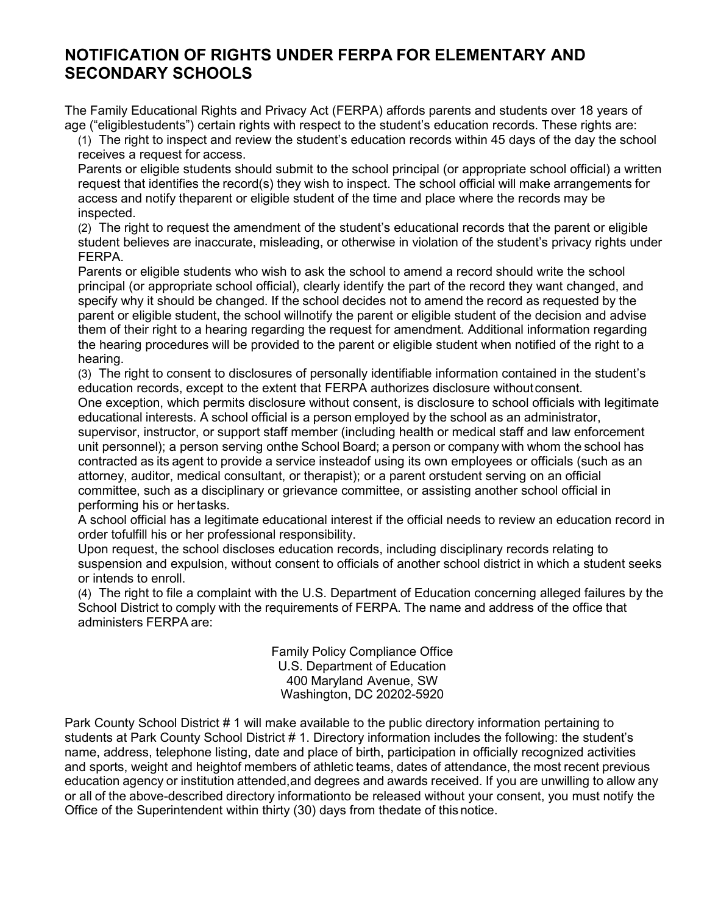## NOTIFICATION OF RIGHTS UNDER FERPA FOR ELEMENTARY AND SECONDARY SCHOOLS

The Family Educational Rights and Privacy Act (FERPA) affords parents and students over 18 years of age ("eligiblestudents") certain rights with respect to the student's education records. These rights are:

(1) The right to inspect and review the student's education records within 45 days of the day the school receives a request for access.

Parents or eligible students should submit to the school principal (or appropriate school official) a written request that identifies the record(s) they wish to inspect. The school official will make arrangements for access and notify theparent or eligible student of the time and place where the records may be inspected.

(2) The right to request the amendment of the student's educational records that the parent or eligible student believes are inaccurate, misleading, or otherwise in violation of the student's privacy rights under FERPA.

Parents or eligible students who wish to ask the school to amend a record should write the school principal (or appropriate school official), clearly identify the part of the record they want changed, and specify why it should be changed. If the school decides not to amend the record as requested by the parent or eligible student, the school willnotify the parent or eligible student of the decision and advise them of their right to a hearing regarding the request for amendment. Additional information regarding the hearing procedures will be provided to the parent or eligible student when notified of the right to a hearing.

(3) The right to consent to disclosures of personally identifiable information contained in the student's education records, except to the extent that FERPA authorizes disclosure withoutconsent.

One exception, which permits disclosure without consent, is disclosure to school officials with legitimate educational interests. A school official is a person employed by the school as an administrator, supervisor, instructor, or support staff member (including health or medical staff and law enforcement unit personnel); a person serving onthe School Board; a person or company with whom the school has contracted as its agent to provide a service insteadof using its own employees or officials (such as an attorney, auditor, medical consultant, or therapist); or a parent orstudent serving on an official committee, such as a disciplinary or grievance committee, or assisting another school official in performing his or hertasks.

A school official has a legitimate educational interest if the official needs to review an education record in order tofulfill his or her professional responsibility.

Upon request, the school discloses education records, including disciplinary records relating to suspension and expulsion, without consent to officials of another school district in which a student seeks or intends to enroll.

(4) The right to file a complaint with the U.S. Department of Education concerning alleged failures by the School District to comply with the requirements of FERPA. The name and address of the office that administers FERPA are:

Family Policy Compliance Office
U.S. Department of Education
400 Maryland Avenue, SW
Washington, DC 20202-5920

Park County School District # 1 will make available to the public directory information pertaining to students at Park County School District # 1. Directory information includes the following: the student's name, address, telephone listing, date and place of birth, participation in officially recognized activities and sports, weight and heightof members of athletic teams, dates of attendance, the most recent previous education agency or institution attended,and degrees and awards received. If you are unwilling to allow any or all of the above-described directory informationto be released without your consent, you must notify the Office of the Superintendent within thirty (30) days from thedate of this notice.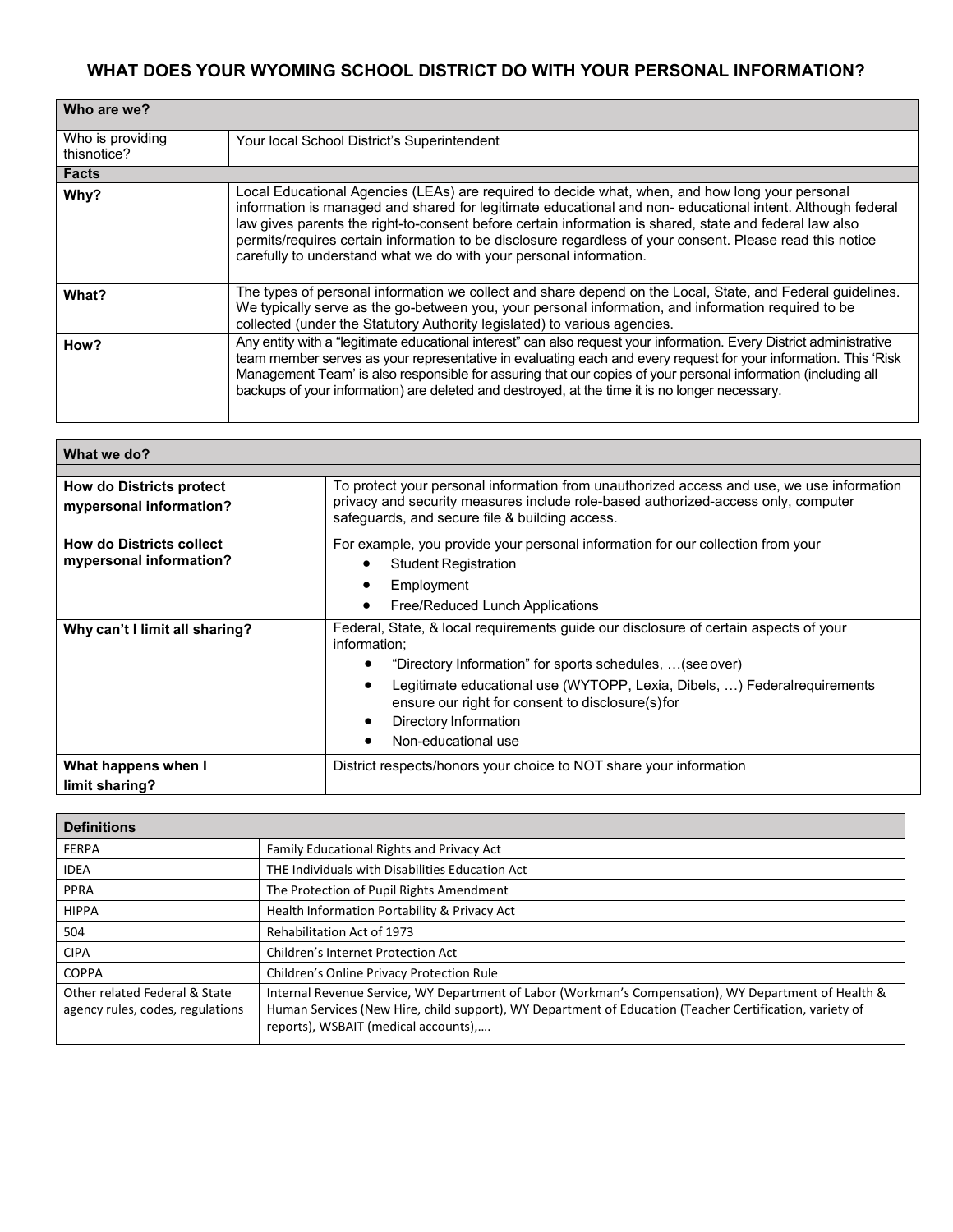# WHAT DOES YOUR WYOMING SCHOOL DISTRICT DO WITH YOUR PERSONAL INFORMATION?

| **Who are we?** | |
|---|---|
| Who is providing thisnotice? | Your local School District's Superintendent |
| **Facts** | |
| **Why?** | Local Educational Agencies (LEAs) are required to decide what, when, and how long your personal information is managed and shared for legitimate educational and non- educational intent. Although federal law gives parents the right-to-consent before certain information is shared, state and federal law also permits/requires certain information to be disclosure regardless of your consent. Please read this notice carefully to understand what we do with your personal information. |
| **What?** | The types of personal information we collect and share depend on the Local, State, and Federal guidelines. We typically serve as the go-between you, your personal information, and information required to be collected (under the Statutory Authority legislated) to various agencies. |
| **How?** | Any entity with a "legitimate educational interest" can also request your information. Every District administrative team member serves as your representative in evaluating each and every request for your information. This 'Risk Management Team' is also responsible for assuring that our copies of your personal information (including all backups of your information) are deleted and destroyed, at the time it is no longer necessary. |

| **What we do?** | |
|---|---|
| **How do Districts protect mypersonal information?** | To protect your personal information from unauthorized access and use, we use information privacy and security measures include role-based authorized-access only, computer safeguards, and secure file & building access. |
| **How do Districts collect mypersonal information?** | For example, you provide your personal information for our collection from your<br>• Student Registration<br>• Employment<br>• Free/Reduced Lunch Applications |
| **Why can't I limit all sharing?** | Federal, State, & local requirements guide our disclosure of certain aspects of your information;<br>• "Directory Information" for sports schedules, …(seeover)<br>• Legitimate educational use (WYTOPP, Lexia, Dibels, …) Federalrequirements ensure our right for consent to disclosure(s)for<br>• Directory Information<br>• Non-educational use |
| **What happens when I limit sharing?** | District respects/honors your choice to NOT share your information |

| **Definitions** | |
|---|---|
| FERPA | Family Educational Rights and Privacy Act |
| IDEA | THE Individuals with Disabilities Education Act |
| PPRA | The Protection of Pupil Rights Amendment |
| HIPPA | Health Information Portability & Privacy Act |
| 504 | Rehabilitation Act of 1973 |
| CIPA | Children's Internet Protection Act |
| COPPA | Children's Online Privacy Protection Rule |
| Other related Federal & State agency rules, codes, regulations | Internal Revenue Service, WY Department of Labor (Workman's Compensation), WY Department of Health & Human Services (New Hire, child support), WY Department of Education (Teacher Certification, variety of reports), WSBAIT (medical accounts),…. |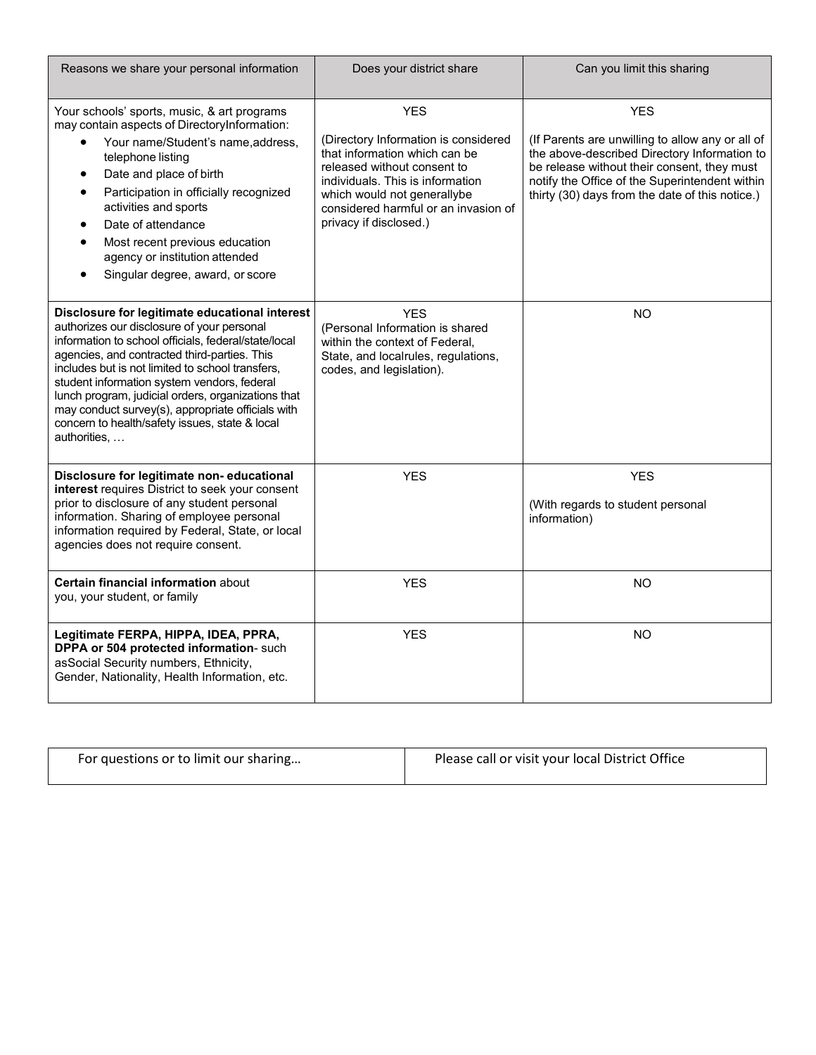| Reasons we share your personal information | Does your district share | Can you limit this sharing |
|---|---|---|
| Your schools' sports, music, & art programs may contain aspects of DirectoryInformation:<br>• Your name/Student's name,address, telephone listing<br>• Date and place of birth<br>• Participation in officially recognized activities and sports<br>• Date of attendance<br>• Most recent previous education agency or institution attended<br>• Singular degree, award, or score | YES<br><br>(Directory Information is considered that information which can be released without consent to individuals. This is information which would not generallybe considered harmful or an invasion of privacy if disclosed.) | YES<br><br>(If Parents are unwilling to allow any or all of the above-described Directory Information to be release without their consent, they must notify the Office of the Superintendent within thirty (30) days from the date of this notice.) |
| **Disclosure for legitimate educational interest** authorizes our disclosure of your personal information to school officials, federal/state/local agencies, and contracted third-parties. This includes but is not limited to school transfers, student information system vendors, federal lunch program, judicial orders, organizations that may conduct survey(s), appropriate officials with concern to health/safety issues, state & local authorities, … | YES<br>(Personal Information is shared within the context of Federal, State, and localrules, regulations, codes, and legislation). | NO |
| **Disclosure for legitimate non- educational interest** requires District to seek your consent prior to disclosure of any student personal information. Sharing of employee personal information required by Federal, State, or local agencies does not require consent. | YES | YES<br><br>(With regards to student personal information) |
| **Certain financial information** about you, your student, or family | YES | NO |
| **Legitimate FERPA, HIPPA, IDEA, PPRA, DPPA or 504 protected information**- such asSocial Security numbers, Ethnicity, Gender, Nationality, Health Information, etc. | YES | NO |

| For questions or to limit our sharing… | Please call or visit your local District Office |
|---|---|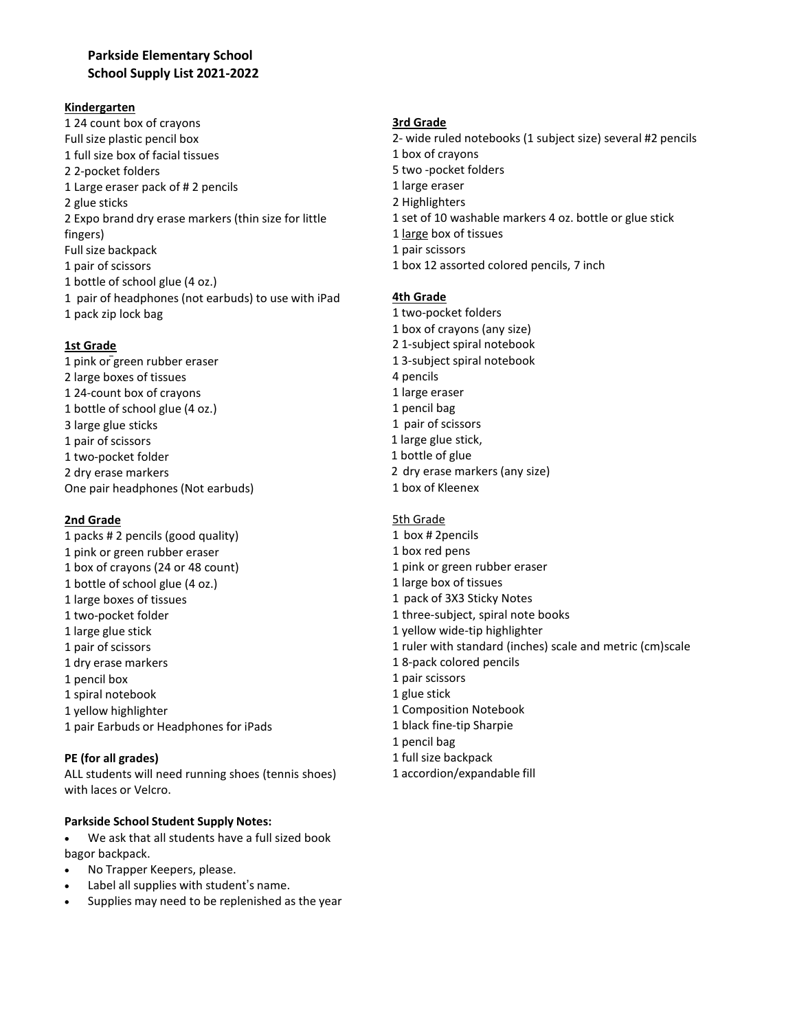## Parkside Elementary School
## School Supply List 2021-2022

### Kindergarten

1 24 count box of crayons
Full size plastic pencil box
1 full size box of facial tissues
2 2-pocket folders
1 Large eraser pack of # 2 pencils
2 glue sticks
2 Expo brand dry erase markers (thin size for little fingers)
Full size backpack
1 pair of scissors
1 bottle of school glue (4 oz.)
1 pair of headphones (not earbuds) to use with iPad
1 pack zip lock bag

### 1st Grade

1 pink or green rubber eraser
2 large boxes of tissues
1 24-count box of crayons
1 bottle of school glue (4 oz.)
3 large glue sticks
1 pair of scissors
1 two-pocket folder
2 dry erase markers
One pair headphones (Not earbuds)

### 2nd Grade

1 packs # 2 pencils (good quality)
1 pink or green rubber eraser
1 box of crayons (24 or 48 count)
1 bottle of school glue (4 oz.)
1 large boxes of tissues
1 two-pocket folder
1 large glue stick
1 pair of scissors
1 dry erase markers
1 pencil box
1 spiral notebook
1 yellow highlighter
1 pair Earbuds or Headphones for iPads

### PE (for all grades)

ALL students will need running shoes (tennis shoes) with laces or Velcro.

### Parkside School Student Supply Notes:

- We ask that all students have a full sized book bagor backpack.
- No Trapper Keepers, please.
- Label all supplies with student's name.
- Supplies may need to be replenished as the year

### 3rd Grade

2- wide ruled notebooks (1 subject size) several #2 pencils
1 box of crayons
5 two -pocket folders
1 large eraser
2 Highlighters
1 set of 10 washable markers 4 oz. bottle or glue stick
1 large box of tissues
1 pair scissors
1 box 12 assorted colored pencils, 7 inch

### 4th Grade

1 two-pocket folders
1 box of crayons (any size)
2 1-subject spiral notebook
1 3-subject spiral notebook
4 pencils
1 large eraser
1 pencil bag
1 pair of scissors
1 large glue stick,
1 bottle of glue
2 dry erase markers (any size)
1 box of Kleenex

### 5th Grade

1 box # 2pencils
1 box red pens
1 pink or green rubber eraser
1 large box of tissues
1 pack of 3X3 Sticky Notes
1 three-subject, spiral note books
1 yellow wide-tip highlighter
1 ruler with standard (inches) scale and metric (cm)scale
1 8-pack colored pencils
1 pair scissors
1 glue stick
1 Composition Notebook
1 black fine-tip Sharpie
1 pencil bag
1 full size backpack
1 accordion/expandable fill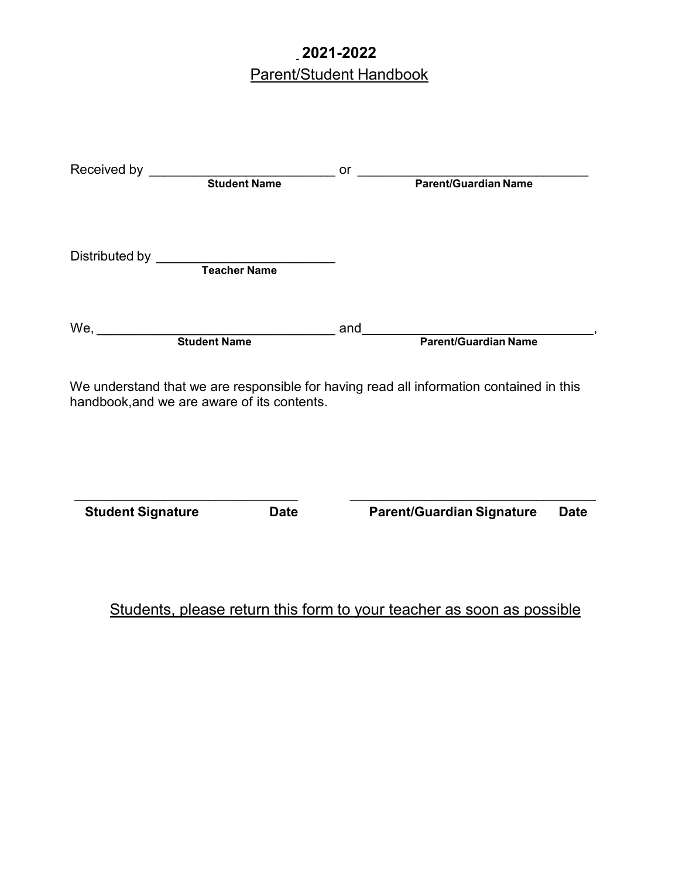**2021-2022**

Parent/Student Handbook

Received by ___________________________ or ________________________________
Student Name / Parent/Guardian Name

Distributed by _________________________
Teacher Name

We, _________________________________ and_________________________________,
Student Name / Parent/Guardian Name

We understand that we are responsible for having read all information contained in this handbook,and we are aware of its contents.

_______________________________ ___________________________________

**Student Signature** **Date** **Parent/Guardian Signature** **Date**

Students, please return this form to your teacher as soon as possible